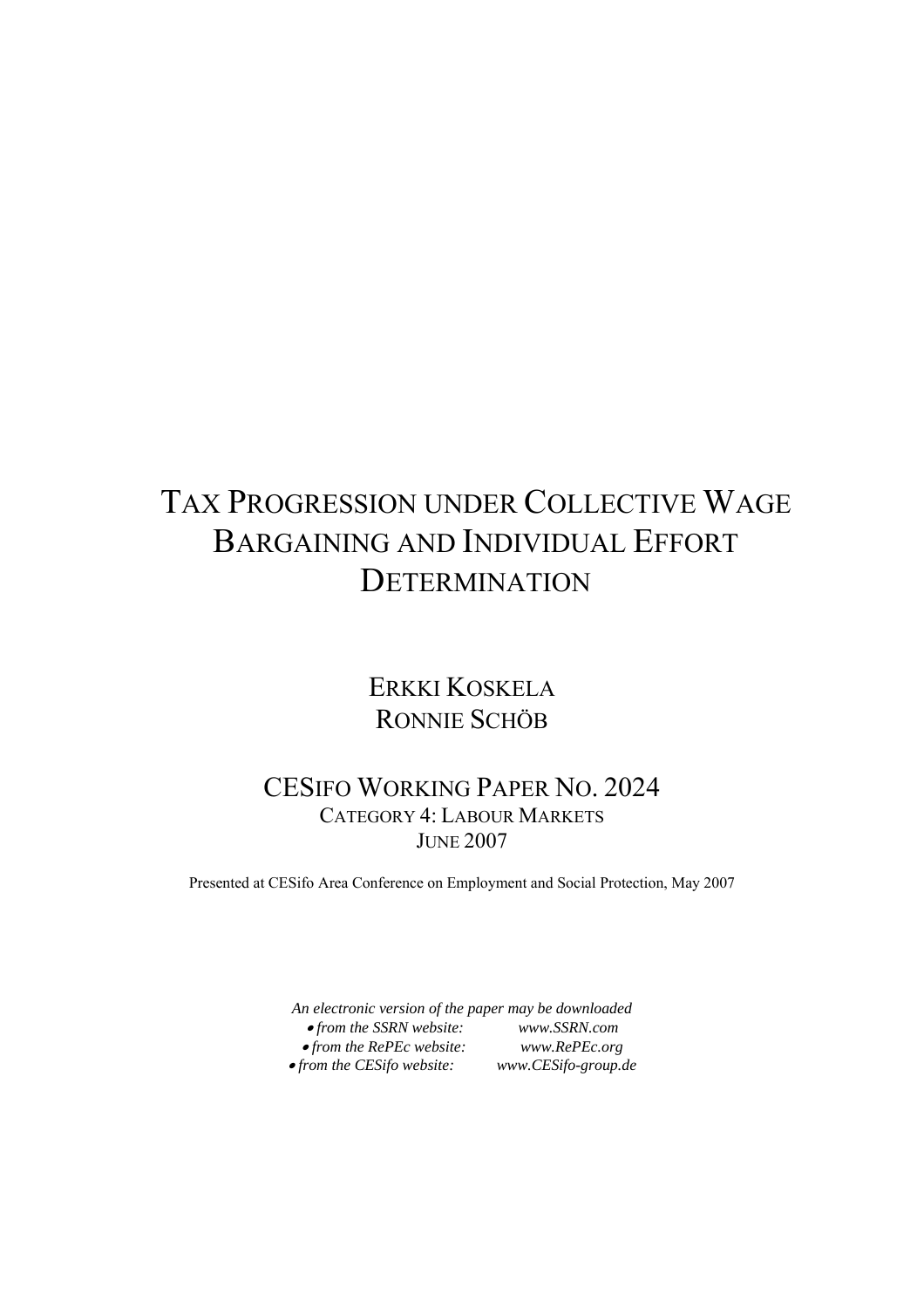# Tax Progression under Collective Wage Bargaining and Individual Effort Determination

Erkki Koskela
Ronnie Schöb

CESifo Working Paper No. 2024
Category 4: Labour Markets
June 2007

Presented at CESifo Area Conference on Employment and Social Protection, May 2007

*An electronic version of the paper may be downloaded*
- *from the SSRN website:* *www.SSRN.com*
- *from the RePEc website:* *www.RePEc.org*
- *from the CESifo website:* *www.CESifo-group.de*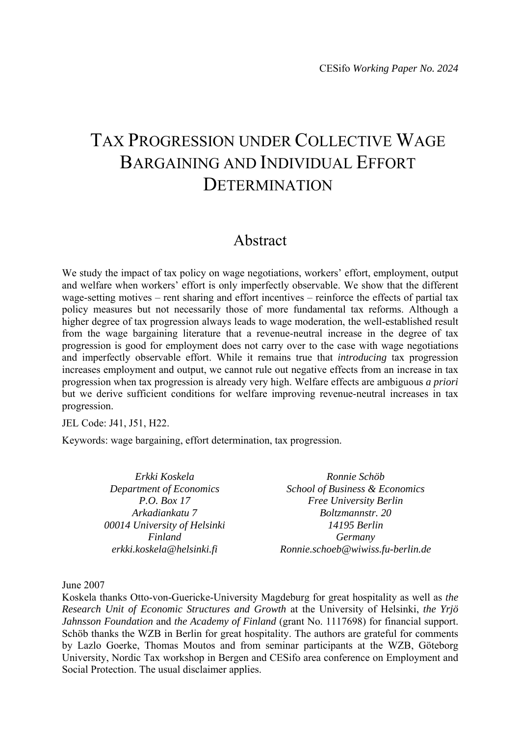CESifo *Working Paper No. 2024*

# TAX PROGRESSION UNDER COLLECTIVE WAGE BARGAINING AND INDIVIDUAL EFFORT DETERMINATION

## Abstract

We study the impact of tax policy on wage negotiations, workers' effort, employment, output and welfare when workers' effort is only imperfectly observable. We show that the different wage-setting motives – rent sharing and effort incentives – reinforce the effects of partial tax policy measures but not necessarily those of more fundamental tax reforms. Although a higher degree of tax progression always leads to wage moderation, the well-established result from the wage bargaining literature that a revenue-neutral increase in the degree of tax progression is good for employment does not carry over to the case with wage negotiations and imperfectly observable effort. While it remains true that *introducing* tax progression increases employment and output, we cannot rule out negative effects from an increase in tax progression when tax progression is already very high. Welfare effects are ambiguous *a priori* but we derive sufficient conditions for welfare improving revenue-neutral increases in tax progression.

JEL Code: J41, J51, H22.

Keywords: wage bargaining, effort determination, tax progression.

*Erkki Koskela*
*Department of Economics*
*P.O. Box 17*
*Arkadiankatu 7*
*00014 University of Helsinki*
*Finland*
*erkki.koskela@helsinki.fi*

*Ronnie Schöb*
*School of Business & Economics*
*Free University Berlin*
*Boltzmannstr. 20*
*14195 Berlin*
*Germany*
*Ronnie.schoeb@wiwiss.fu-berlin.de*

June 2007

Koskela thanks Otto-von-Guericke-University Magdeburg for great hospitality as well as *the Research Unit of Economic Structures and Growth* at the University of Helsinki, *the Yrjö Jahnsson Foundation* and *the Academy of Finland* (grant No. 1117698) for financial support. Schöb thanks the WZB in Berlin for great hospitality. The authors are grateful for comments by Lazlo Goerke, Thomas Moutos and from seminar participants at the WZB, Göteborg University, Nordic Tax workshop in Bergen and CESifo area conference on Employment and Social Protection. The usual disclaimer applies.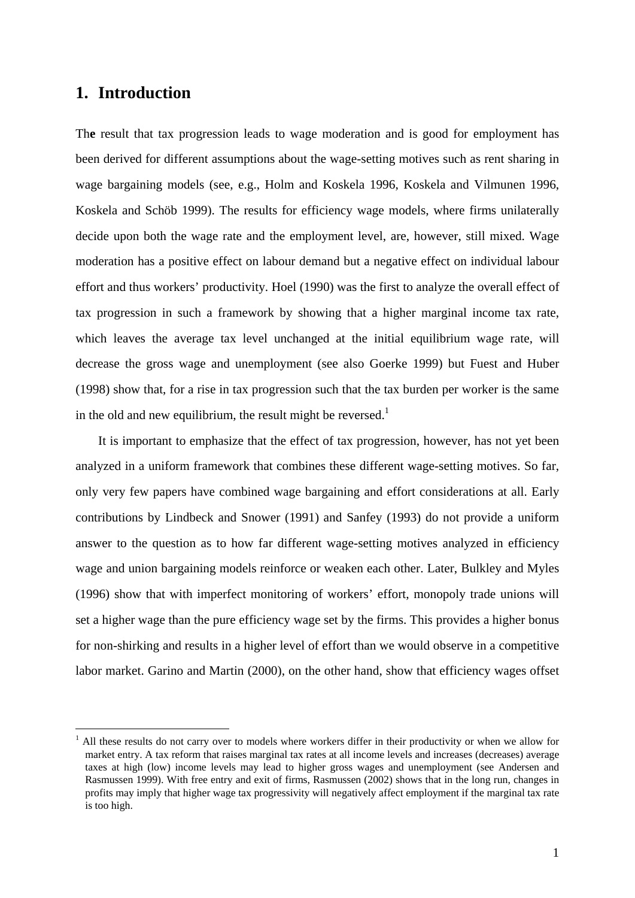## 1. Introduction

The result that tax progression leads to wage moderation and is good for employment has been derived for different assumptions about the wage-setting motives such as rent sharing in wage bargaining models (see, e.g., Holm and Koskela 1996, Koskela and Vilmunen 1996, Koskela and Schöb 1999). The results for efficiency wage models, where firms unilaterally decide upon both the wage rate and the employment level, are, however, still mixed. Wage moderation has a positive effect on labour demand but a negative effect on individual labour effort and thus workers' productivity. Hoel (1990) was the first to analyze the overall effect of tax progression in such a framework by showing that a higher marginal income tax rate, which leaves the average tax level unchanged at the initial equilibrium wage rate, will decrease the gross wage and unemployment (see also Goerke 1999) but Fuest and Huber (1998) show that, for a rise in tax progression such that the tax burden per worker is the same in the old and new equilibrium, the result might be reversed.[1]

It is important to emphasize that the effect of tax progression, however, has not yet been analyzed in a uniform framework that combines these different wage-setting motives. So far, only very few papers have combined wage bargaining and effort considerations at all. Early contributions by Lindbeck and Snower (1991) and Sanfey (1993) do not provide a uniform answer to the question as to how far different wage-setting motives analyzed in efficiency wage and union bargaining models reinforce or weaken each other. Later, Bulkley and Myles (1996) show that with imperfect monitoring of workers' effort, monopoly trade unions will set a higher wage than the pure efficiency wage set by the firms. This provides a higher bonus for non-shirking and results in a higher level of effort than we would observe in a competitive labor market. Garino and Martin (2000), on the other hand, show that efficiency wages offset

[1] All these results do not carry over to models where workers differ in their productivity or when we allow for market entry. A tax reform that raises marginal tax rates at all income levels and increases (decreases) average taxes at high (low) income levels may lead to higher gross wages and unemployment (see Andersen and Rasmussen 1999). With free entry and exit of firms, Rasmussen (2002) shows that in the long run, changes in profits may imply that higher wage tax progressivity will negatively affect employment if the marginal tax rate is too high.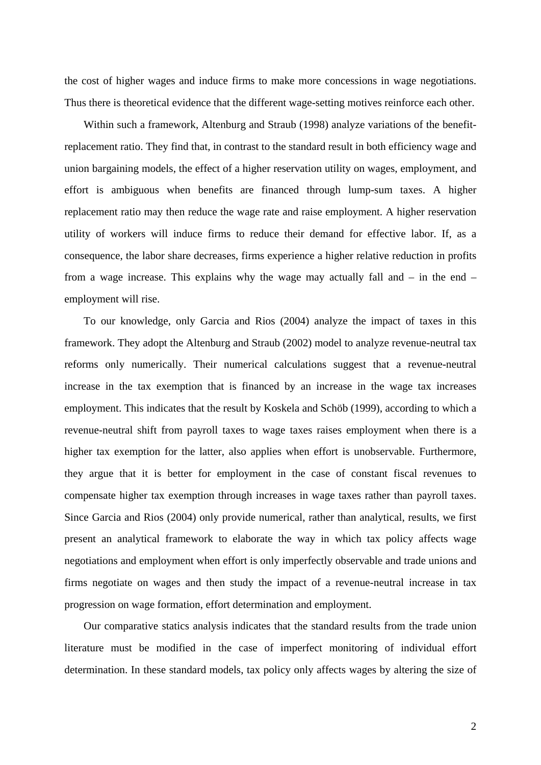the cost of higher wages and induce firms to make more concessions in wage negotiations. Thus there is theoretical evidence that the different wage-setting motives reinforce each other.

Within such a framework, Altenburg and Straub (1998) analyze variations of the benefit-replacement ratio. They find that, in contrast to the standard result in both efficiency wage and union bargaining models, the effect of a higher reservation utility on wages, employment, and effort is ambiguous when benefits are financed through lump-sum taxes. A higher replacement ratio may then reduce the wage rate and raise employment. A higher reservation utility of workers will induce firms to reduce their demand for effective labor. If, as a consequence, the labor share decreases, firms experience a higher relative reduction in profits from a wage increase. This explains why the wage may actually fall and – in the end – employment will rise.

To our knowledge, only Garcia and Rios (2004) analyze the impact of taxes in this framework. They adopt the Altenburg and Straub (2002) model to analyze revenue-neutral tax reforms only numerically. Their numerical calculations suggest that a revenue-neutral increase in the tax exemption that is financed by an increase in the wage tax increases employment. This indicates that the result by Koskela and Schöb (1999), according to which a revenue-neutral shift from payroll taxes to wage taxes raises employment when there is a higher tax exemption for the latter, also applies when effort is unobservable. Furthermore, they argue that it is better for employment in the case of constant fiscal revenues to compensate higher tax exemption through increases in wage taxes rather than payroll taxes. Since Garcia and Rios (2004) only provide numerical, rather than analytical, results, we first present an analytical framework to elaborate the way in which tax policy affects wage negotiations and employment when effort is only imperfectly observable and trade unions and firms negotiate on wages and then study the impact of a revenue-neutral increase in tax progression on wage formation, effort determination and employment.

Our comparative statics analysis indicates that the standard results from the trade union literature must be modified in the case of imperfect monitoring of individual effort determination. In these standard models, tax policy only affects wages by altering the size of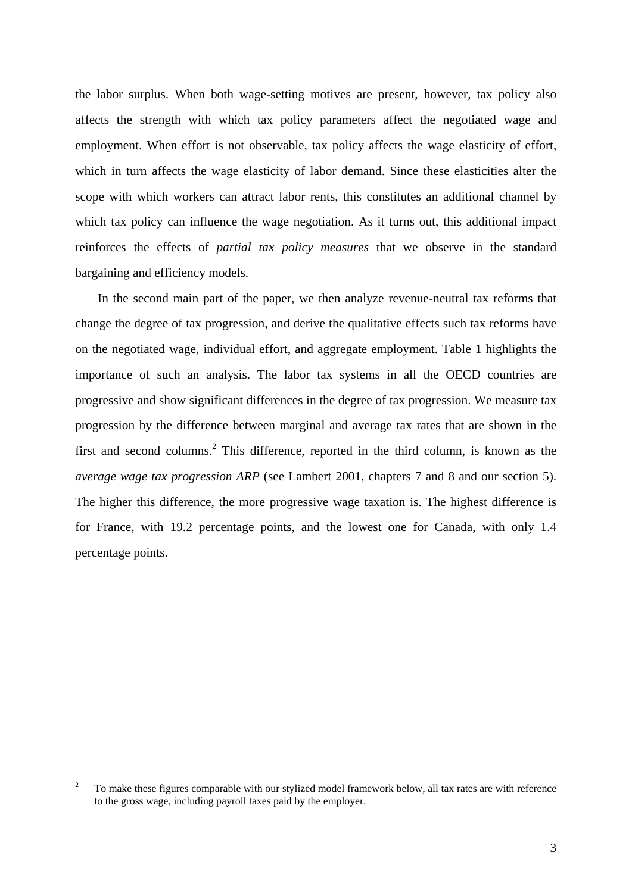the labor surplus. When both wage-setting motives are present, however, tax policy also affects the strength with which tax policy parameters affect the negotiated wage and employment. When effort is not observable, tax policy affects the wage elasticity of effort, which in turn affects the wage elasticity of labor demand. Since these elasticities alter the scope with which workers can attract labor rents, this constitutes an additional channel by which tax policy can influence the wage negotiation. As it turns out, this additional impact reinforces the effects of *partial tax policy measures* that we observe in the standard bargaining and efficiency models.

In the second main part of the paper, we then analyze revenue-neutral tax reforms that change the degree of tax progression, and derive the qualitative effects such tax reforms have on the negotiated wage, individual effort, and aggregate employment. Table 1 highlights the importance of such an analysis. The labor tax systems in all the OECD countries are progressive and show significant differences in the degree of tax progression. We measure tax progression by the difference between marginal and average tax rates that are shown in the first and second columns.[2] This difference, reported in the third column, is known as the *average wage tax progression ARP* (see Lambert 2001, chapters 7 and 8 and our section 5). The higher this difference, the more progressive wage taxation is. The highest difference is for France, with 19.2 percentage points, and the lowest one for Canada, with only 1.4 percentage points.

---

[2] To make these figures comparable with our stylized model framework below, all tax rates are with reference to the gross wage, including payroll taxes paid by the employer.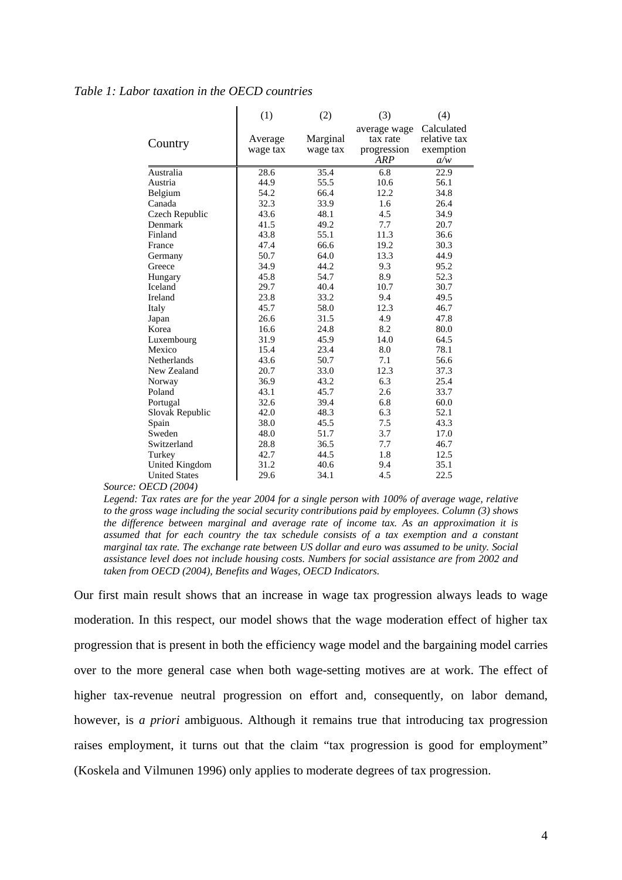*Table 1: Labor taxation in the OECD countries*

| Country | (1) Average wage tax | (2) Marginal wage tax | (3) average wage tax rate progression *ARP* | (4) Calculated relative tax exemption *a/w* |
|---|---|---|---|---|
| Australia | 28.6 | 35.4 | 6.8 | 22.9 |
| Austria | 44.9 | 55.5 | 10.6 | 56.1 |
| Belgium | 54.2 | 66.4 | 12.2 | 34.8 |
| Canada | 32.3 | 33.9 | 1.6 | 26.4 |
| Czech Republic | 43.6 | 48.1 | 4.5 | 34.9 |
| Denmark | 41.5 | 49.2 | 7.7 | 20.7 |
| Finland | 43.8 | 55.1 | 11.3 | 36.6 |
| France | 47.4 | 66.6 | 19.2 | 30.3 |
| Germany | 50.7 | 64.0 | 13.3 | 44.9 |
| Greece | 34.9 | 44.2 | 9.3 | 95.2 |
| Hungary | 45.8 | 54.7 | 8.9 | 52.3 |
| Iceland | 29.7 | 40.4 | 10.7 | 30.7 |
| Ireland | 23.8 | 33.2 | 9.4 | 49.5 |
| Italy | 45.7 | 58.0 | 12.3 | 46.7 |
| Japan | 26.6 | 31.5 | 4.9 | 47.8 |
| Korea | 16.6 | 24.8 | 8.2 | 80.0 |
| Luxembourg | 31.9 | 45.9 | 14.0 | 64.5 |
| Mexico | 15.4 | 23.4 | 8.0 | 78.1 |
| Netherlands | 43.6 | 50.7 | 7.1 | 56.6 |
| New Zealand | 20.7 | 33.0 | 12.3 | 37.3 |
| Norway | 36.9 | 43.2 | 6.3 | 25.4 |
| Poland | 43.1 | 45.7 | 2.6 | 33.7 |
| Portugal | 32.6 | 39.4 | 6.8 | 60.0 |
| Slovak Republic | 42.0 | 48.3 | 6.3 | 52.1 |
| Spain | 38.0 | 45.5 | 7.5 | 43.3 |
| Sweden | 48.0 | 51.7 | 3.7 | 17.0 |
| Switzerland | 28.8 | 36.5 | 7.7 | 46.7 |
| Turkey | 42.7 | 44.5 | 1.8 | 12.5 |
| United Kingdom | 31.2 | 40.6 | 9.4 | 35.1 |
| United States | 29.6 | 34.1 | 4.5 | 22.5 |

*Source: OECD (2004)*

*Legend: Tax rates are for the year 2004 for a single person with 100% of average wage, relative to the gross wage including the social security contributions paid by employees. Column (3) shows the difference between marginal and average rate of income tax. As an approximation it is assumed that for each country the tax schedule consists of a tax exemption and a constant marginal tax rate. The exchange rate between US dollar and euro was assumed to be unity. Social assistance level does not include housing costs. Numbers for social assistance are from 2002 and taken from OECD (2004), Benefits and Wages, OECD Indicators.*

Our first main result shows that an increase in wage tax progression always leads to wage moderation. In this respect, our model shows that the wage moderation effect of higher tax progression that is present in both the efficiency wage model and the bargaining model carries over to the more general case when both wage-setting motives are at work. The effect of higher tax-revenue neutral progression on effort and, consequently, on labor demand, however, is *a priori* ambiguous. Although it remains true that introducing tax progression raises employment, it turns out that the claim "tax progression is good for employment" (Koskela and Vilmunen 1996) only applies to moderate degrees of tax progression.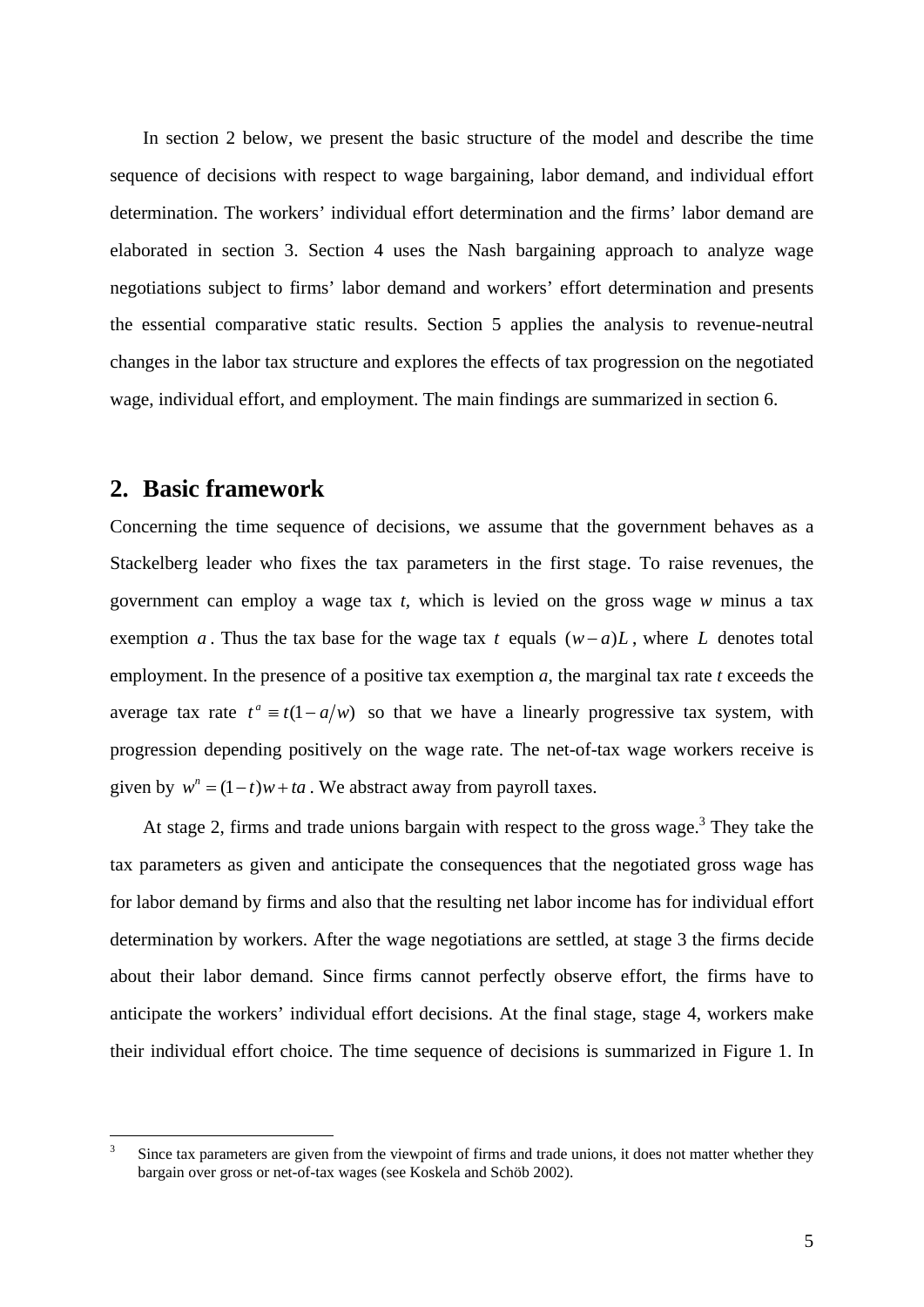In section 2 below, we present the basic structure of the model and describe the time sequence of decisions with respect to wage bargaining, labor demand, and individual effort determination. The workers' individual effort determination and the firms' labor demand are elaborated in section 3. Section 4 uses the Nash bargaining approach to analyze wage negotiations subject to firms' labor demand and workers' effort determination and presents the essential comparative static results. Section 5 applies the analysis to revenue-neutral changes in the labor tax structure and explores the effects of tax progression on the negotiated wage, individual effort, and employment. The main findings are summarized in section 6.

## 2. Basic framework

Concerning the time sequence of decisions, we assume that the government behaves as a Stackelberg leader who fixes the tax parameters in the first stage. To raise revenues, the government can employ a wage tax $t$, which is levied on the gross wage $w$ minus a tax exemption $a$. Thus the tax base for the wage tax $t$ equals $(w-a)L$, where $L$ denotes total employment. In the presence of a positive tax exemption $a$, the marginal tax rate $t$ exceeds the average tax rate $t^a \equiv t(1-a/w)$ so that we have a linearly progressive tax system, with progression depending positively on the wage rate. The net-of-tax wage workers receive is given by $w^n = (1-t)w + ta$. We abstract away from payroll taxes.

At stage 2, firms and trade unions bargain with respect to the gross wage.[3] They take the tax parameters as given and anticipate the consequences that the negotiated gross wage has for labor demand by firms and also that the resulting net labor income has for individual effort determination by workers. After the wage negotiations are settled, at stage 3 the firms decide about their labor demand. Since firms cannot perfectly observe effort, the firms have to anticipate the workers' individual effort decisions. At the final stage, stage 4, workers make their individual effort choice. The time sequence of decisions is summarized in Figure 1. In

[3] Since tax parameters are given from the viewpoint of firms and trade unions, it does not matter whether they bargain over gross or net-of-tax wages (see Koskela and Schöb 2002).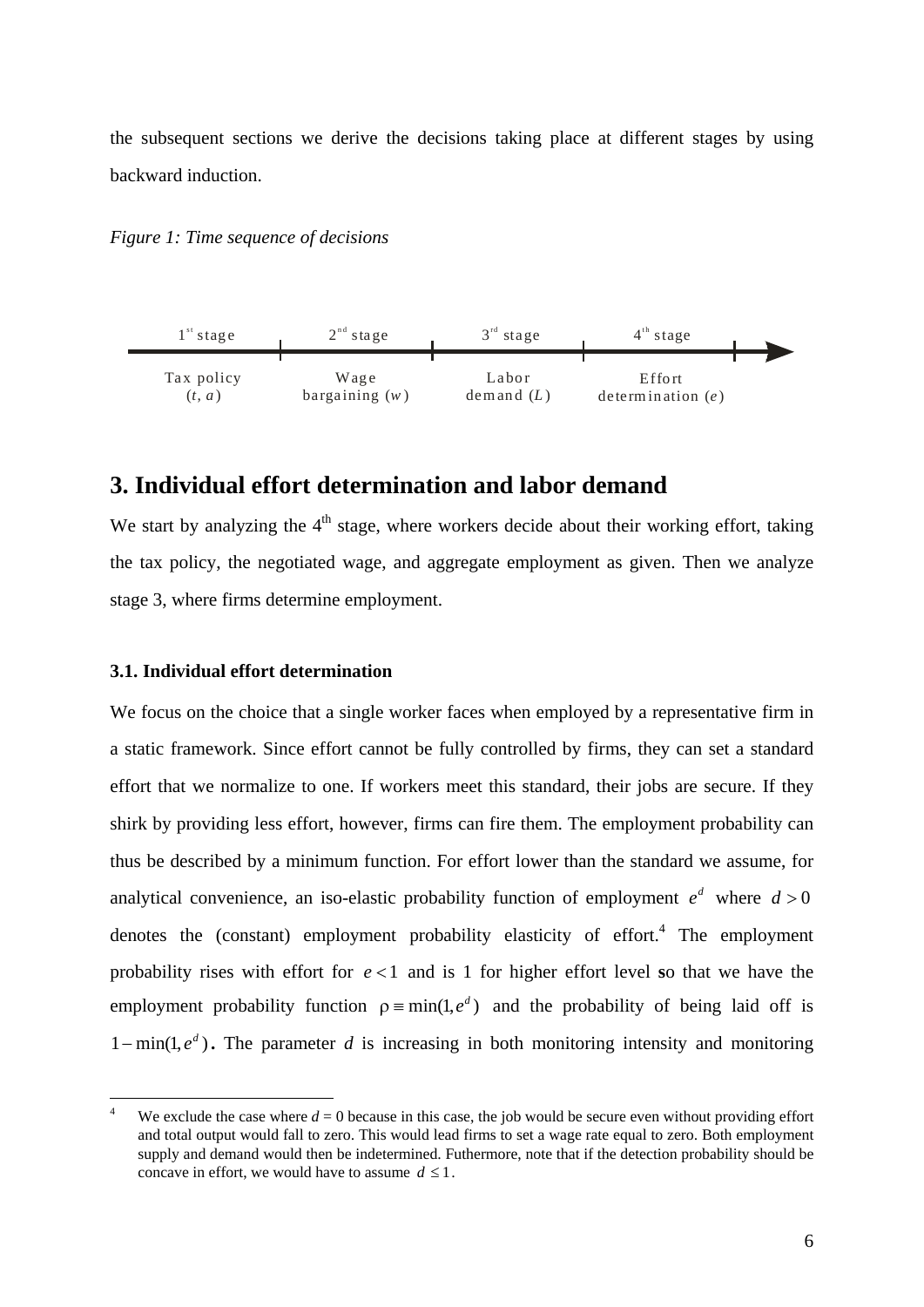the subsequent sections we derive the decisions taking place at different stages by using backward induction.

*Figure 1: Time sequence of decisions*

| 1[st] stage | 2[nd] stage | 3[rd] stage | 4[th] stage |
|---|---|---|---|
| Tax policy ($t$, $a$) | Wage bargaining ($w$) | Labor demand ($L$) | Effort determination ($e$) |

## 3. Individual effort determination and labor demand

We start by analyzing the 4[th] stage, where workers decide about their working effort, taking the tax policy, the negotiated wage, and aggregate employment as given. Then we analyze stage 3, where firms determine employment.

### 3.1. Individual effort determination

We focus on the choice that a single worker faces when employed by a representative firm in a static framework. Since effort cannot be fully controlled by firms, they can set a standard effort that we normalize to one. If workers meet this standard, their jobs are secure. If they shirk by providing less effort, however, firms can fire them. The employment probability can thus be described by a minimum function. For effort lower than the standard we assume, for analytical convenience, an iso-elastic probability function of employment $e^d$ where $d > 0$ denotes the (constant) employment probability elasticity of effort.[4] The employment probability rises with effort for $e < 1$ and is 1 for higher effort level so that we have the employment probability function $\rho \equiv \min(1, e^d)$ and the probability of being laid off is $1 - \min(1, e^d)$. The parameter $d$ is increasing in both monitoring intensity and monitoring

[4] We exclude the case where $d = 0$ because in this case, the job would be secure even without providing effort and total output would fall to zero. This would lead firms to set a wage rate equal to zero. Both employment supply and demand would then be indetermined. Futhermore, note that if the detection probability should be concave in effort, we would have to assume $d \leq 1$.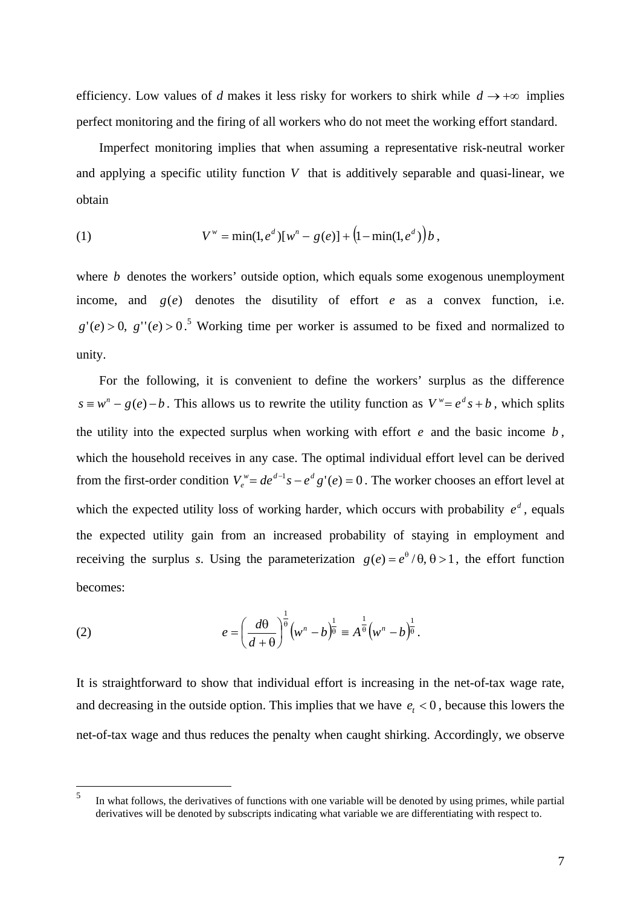efficiency. Low values of $d$ makes it less risky for workers to shirk while $d \to +\infty$ implies perfect monitoring and the firing of all workers who do not meet the working effort standard.

Imperfect monitoring implies that when assuming a representative risk-neutral worker and applying a specific utility function $V$ that is additively separable and quasi-linear, we obtain

$$V^w = \min(1, e^d)[w^n - g(e)] + \left(1 - \min(1, e^d)\right)b\,, \tag{1}$$

where $b$ denotes the workers' outside option, which equals some exogenous unemployment income, and $g(e)$ denotes the disutility of effort $e$ as a convex function, i.e. $g'(e) > 0,\ g''(e) > 0$.[5] Working time per worker is assumed to be fixed and normalized to unity.

For the following, it is convenient to define the workers' surplus as the difference $s \equiv w^n - g(e) - b$. This allows us to rewrite the utility function as $V^w = e^d s + b$, which splits the utility into the expected surplus when working with effort $e$ and the basic income $b$, which the household receives in any case. The optimal individual effort level can be derived from the first-order condition $V_e^w = de^{d-1}s - e^d g'(e) = 0$. The worker chooses an effort level at which the expected utility loss of working harder, which occurs with probability $e^d$, equals the expected utility gain from an increased probability of staying in employment and receiving the surplus $s$. Using the parameterization $g(e) = e^\theta / \theta,\ \theta > 1$, the effort function becomes:

$$e = \left(\frac{d\theta}{d+\theta}\right)^{\frac{1}{\theta}} \left(w^n - b\right)^{\frac{1}{\theta}} \equiv A^{\frac{1}{\theta}} \left(w^n - b\right)^{\frac{1}{\theta}}. \tag{2}$$

It is straightforward to show that individual effort is increasing in the net-of-tax wage rate, and decreasing in the outside option. This implies that we have $e_t < 0$, because this lowers the net-of-tax wage and thus reduces the penalty when caught shirking. Accordingly, we observe

[5] In what follows, the derivatives of functions with one variable will be denoted by using primes, while partial derivatives will be denoted by subscripts indicating what variable we are differentiating with respect to.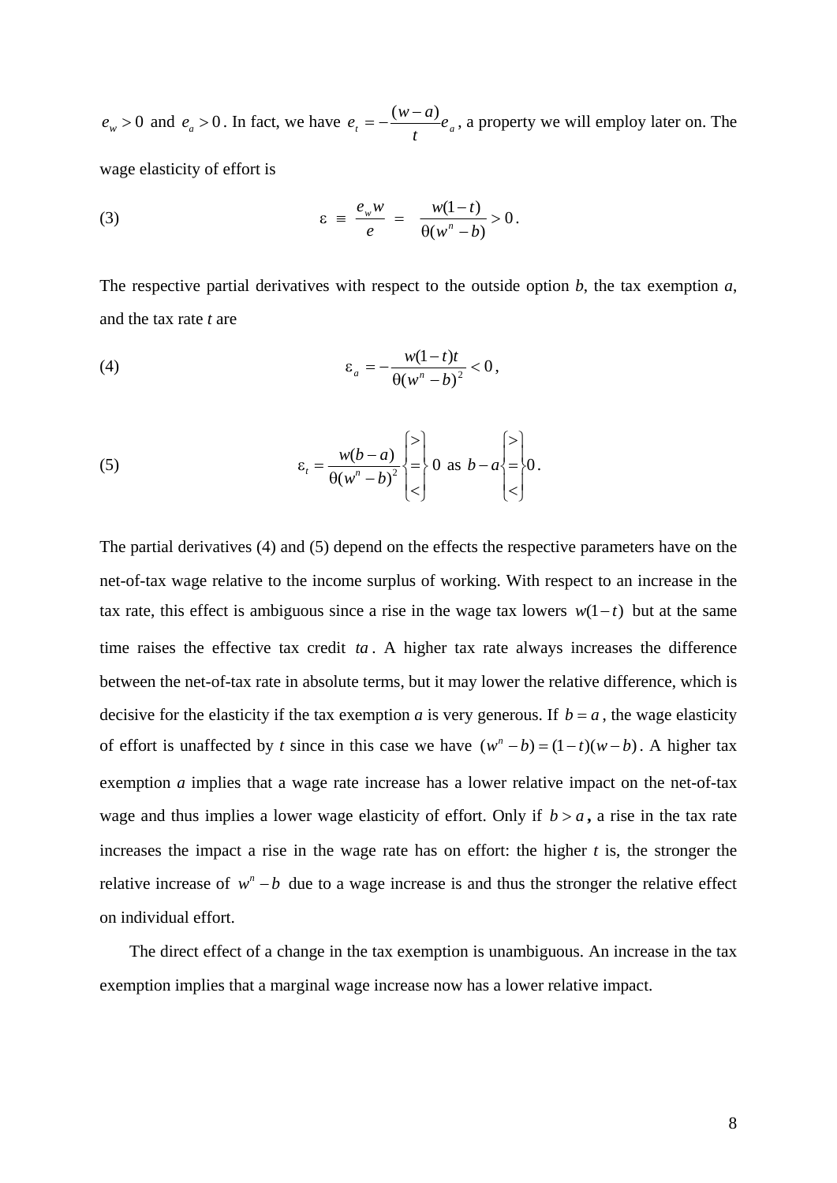$e_w > 0$ and $e_a > 0$. In fact, we have $e_t = -\frac{(w-a)}{t} e_a$, a property we will employ later on. The wage elasticity of effort is

$$(3) \qquad \varepsilon \;\equiv\; \frac{e_w w}{e} \;=\; \frac{w(1-t)}{\theta(w^n - b)} > 0 .$$

The respective partial derivatives with respect to the outside option *b*, the tax exemption *a*, and the tax rate *t* are

$$(4) \qquad \varepsilon_a = -\frac{w(1-t)t}{\theta(w^n - b)^2} < 0 ,$$

$$(5) \qquad \varepsilon_t = \frac{w(b-a)}{\theta(w^n - b)^2} \begin{Bmatrix} > \\ = \\ < \end{Bmatrix} 0 \text{ as } b - a \begin{Bmatrix} > \\ = \\ < \end{Bmatrix} 0 .$$

The partial derivatives (4) and (5) depend on the effects the respective parameters have on the net-of-tax wage relative to the income surplus of working. With respect to an increase in the tax rate, this effect is ambiguous since a rise in the wage tax lowers $w(1-t)$ but at the same time raises the effective tax credit $ta$. A higher tax rate always increases the difference between the net-of-tax rate in absolute terms, but it may lower the relative difference, which is decisive for the elasticity if the tax exemption *a* is very generous. If $b = a$, the wage elasticity of effort is unaffected by *t* since in this case we have $(w^n - b) = (1-t)(w-b)$. A higher tax exemption *a* implies that a wage rate increase has a lower relative impact on the net-of-tax wage and thus implies a lower wage elasticity of effort. Only if $b > a$, a rise in the tax rate increases the impact a rise in the wage rate has on effort: the higher *t* is, the stronger the relative increase of $w^n - b$ due to a wage increase is and thus the stronger the relative effect on individual effort.

The direct effect of a change in the tax exemption is unambiguous. An increase in the tax exemption implies that a marginal wage increase now has a lower relative impact.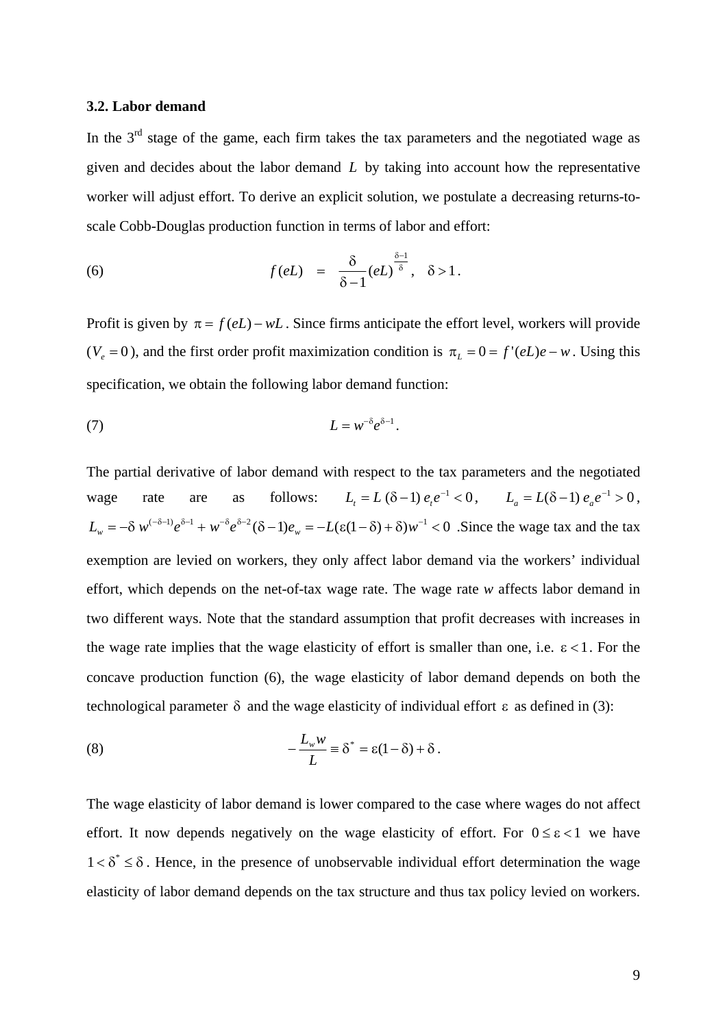### 3.2. Labor demand

In the 3rd stage of the game, each firm takes the tax parameters and the negotiated wage as given and decides about the labor demand $L$ by taking into account how the representative worker will adjust effort. To derive an explicit solution, we postulate a decreasing returns-to-scale Cobb-Douglas production function in terms of labor and effort:

$$f(eL) = \frac{\delta}{\delta - 1}(eL)^{\frac{\delta-1}{\delta}}, \quad \delta > 1. \tag{6}$$

Profit is given by $\pi = f(eL) - wL$. Since firms anticipate the effort level, workers will provide ($V_e = 0$), and the first order profit maximization condition is $\pi_L = 0 = f'(eL)e - w$. Using this specification, we obtain the following labor demand function:

$$L = w^{-\delta} e^{\delta - 1}. \tag{7}$$

The partial derivative of labor demand with respect to the tax parameters and the negotiated wage rate are as follows: $L_t = L\,(\delta - 1)\,e_t e^{-1} < 0$, $L_a = L(\delta - 1)\,e_a e^{-1} > 0$, $L_w = -\delta\, w^{(-\delta-1)} e^{\delta-1} + w^{-\delta} e^{\delta-2}(\delta - 1)e_w = -L(\varepsilon(1-\delta) + \delta)w^{-1} < 0$ .Since the wage tax and the tax exemption are levied on workers, they only affect labor demand via the workers' individual effort, which depends on the net-of-tax wage rate. The wage rate *w* affects labor demand in two different ways. Note that the standard assumption that profit decreases with increases in the wage rate implies that the wage elasticity of effort is smaller than one, i.e. $\varepsilon < 1$. For the concave production function (6), the wage elasticity of labor demand depends on both the technological parameter $\delta$ and the wage elasticity of individual effort $\varepsilon$ as defined in (3):

$$-\frac{L_w w}{L} \equiv \delta^* = \varepsilon(1 - \delta) + \delta. \tag{8}$$

The wage elasticity of labor demand is lower compared to the case where wages do not affect effort. It now depends negatively on the wage elasticity of effort. For $0 \leq \varepsilon < 1$ we have $1 < \delta^* \leq \delta$. Hence, in the presence of unobservable individual effort determination the wage elasticity of labor demand depends on the tax structure and thus tax policy levied on workers.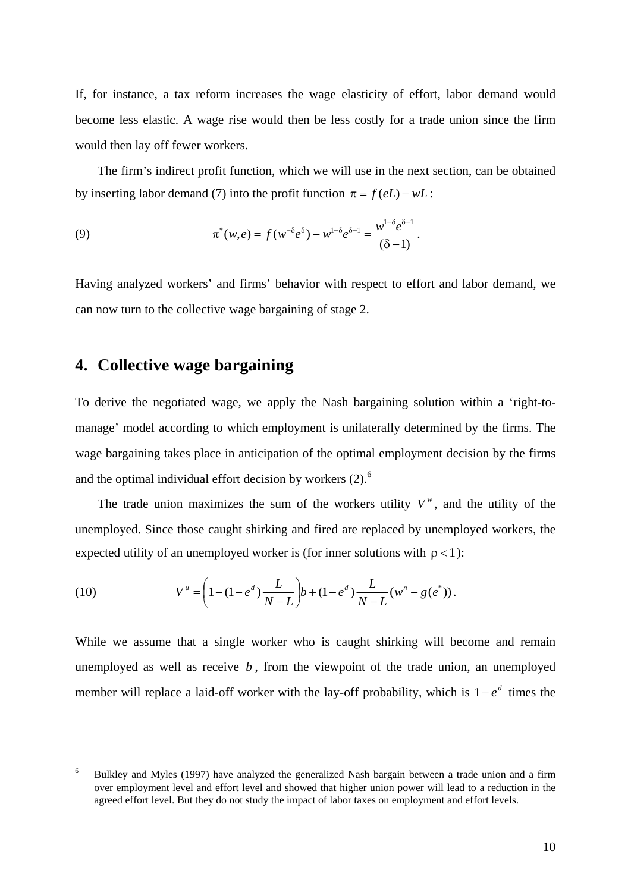If, for instance, a tax reform increases the wage elasticity of effort, labor demand would become less elastic. A wage rise would then be less costly for a trade union since the firm would then lay off fewer workers.

The firm's indirect profit function, which we will use in the next section, can be obtained by inserting labor demand (7) into the profit function $\pi = f(eL) - wL$:

$$\pi^*(w,e) = f(w^{-\delta}e^{\delta}) - w^{1-\delta}e^{\delta-1} = \frac{w^{1-\delta}e^{\delta-1}}{(\delta-1)}. \tag{9}$$

Having analyzed workers' and firms' behavior with respect to effort and labor demand, we can now turn to the collective wage bargaining of stage 2.

## 4. Collective wage bargaining

To derive the negotiated wage, we apply the Nash bargaining solution within a 'right-to-manage' model according to which employment is unilaterally determined by the firms. The wage bargaining takes place in anticipation of the optimal employment decision by the firms and the optimal individual effort decision by workers (2).[6]

The trade union maximizes the sum of the workers utility $V^w$, and the utility of the unemployed. Since those caught shirking and fired are replaced by unemployed workers, the expected utility of an unemployed worker is (for inner solutions with $\rho < 1$):

$$V^u = \left(1 - (1-e^d)\frac{L}{N-L}\right)b + (1-e^d)\frac{L}{N-L}(w^n - g(e^*)). \tag{10}$$

While we assume that a single worker who is caught shirking will become and remain unemployed as well as receive $b$, from the viewpoint of the trade union, an unemployed member will replace a laid-off worker with the lay-off probability, which is $1-e^d$ times the

[6] Bulkley and Myles (1997) have analyzed the generalized Nash bargain between a trade union and a firm over employment level and effort level and showed that higher union power will lead to a reduction in the agreed effort level. But they do not study the impact of labor taxes on employment and effort levels.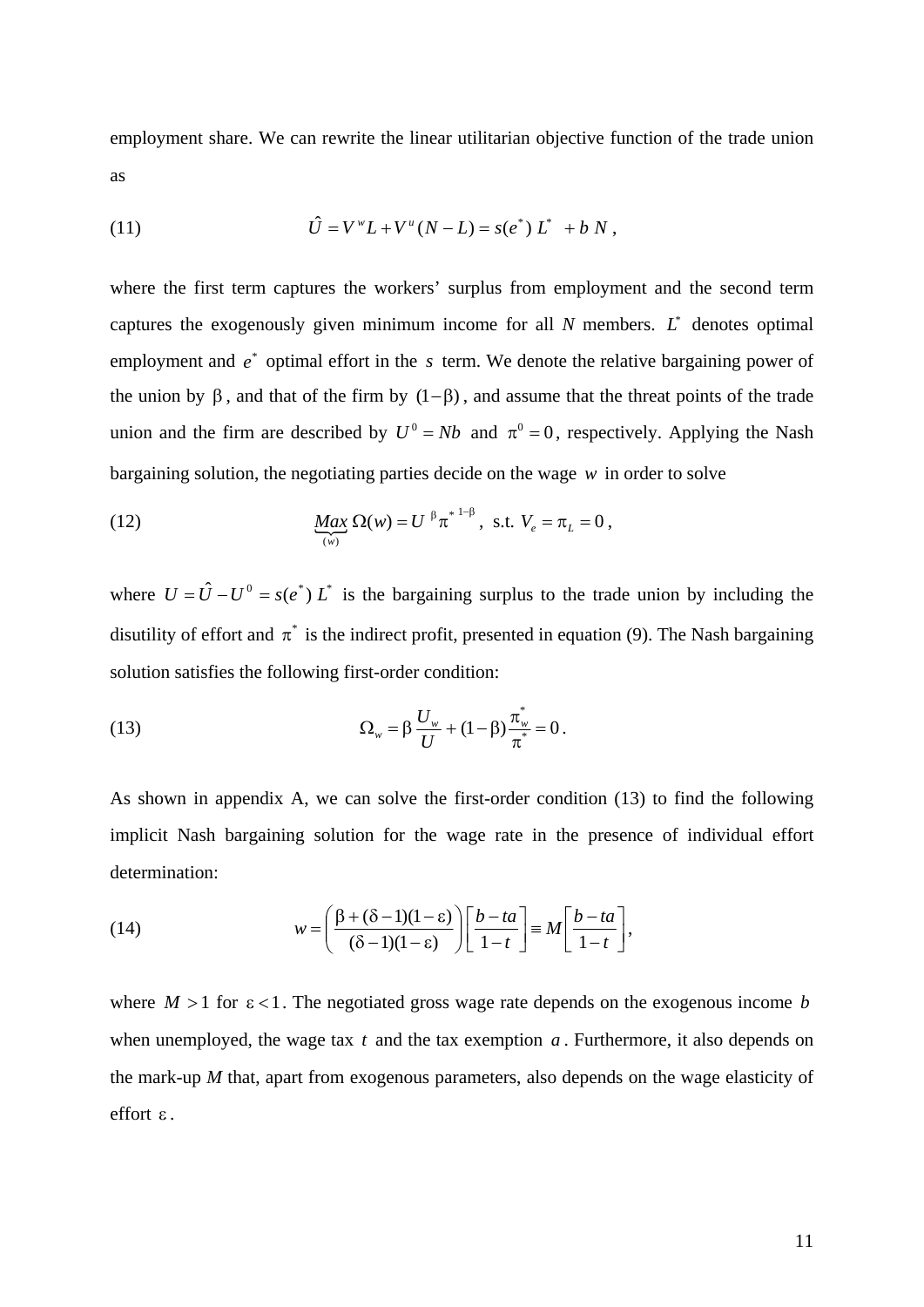employment share. We can rewrite the linear utilitarian objective function of the trade union as

$$\hat{U} = V^{w} L + V^{u}(N - L) = s(e^{*})\, L^{*} \; + b\; N\,, \tag{11}$$

where the first term captures the workers' surplus from employment and the second term captures the exogenously given minimum income for all $N$ members. $L^{*}$ denotes optimal employment and $e^{*}$ optimal effort in the $s$ term. We denote the relative bargaining power of the trade union by $\beta$, and that of the firm by $(1-\beta)$, and assume that the threat points of the trade union and the firm are described by $U^{0} = Nb$ and $\pi^{0} = 0$, respectively. Applying the Nash bargaining solution, the negotiating parties decide on the wage $w$ in order to solve

$$\underbrace{Max}_{(w)}\; \Omega(w) = U^{\;\beta} \pi^{*\;1-\beta}\,,\;\; \text{s.t. } V_{e} = \pi_{L} = 0\,, \tag{12}$$

where $U = \hat{U} - U^{0} = s(e^{*})\; L^{*}$ is the bargaining surplus to the trade union by including the disutility of effort and $\pi^{*}$ is the indirect profit, presented in equation (9). The Nash bargaining solution satisfies the following first-order condition:

$$\Omega_{w} = \beta\,\frac{U_{w}}{U} + (1-\beta)\frac{\pi^{*}_{w}}{\pi^{*}} = 0\,. \tag{13}$$

As shown in appendix A, we can solve the first-order condition (13) to find the following implicit Nash bargaining solution for the wage rate in the presence of individual effort determination:

$$w = \left(\frac{\beta + (\delta-1)(1-\varepsilon)}{(\delta-1)(1-\varepsilon)}\right)\left[\frac{b - ta}{1-t}\right] \equiv M\left[\frac{b - ta}{1-t}\right], \tag{14}$$

where $M > 1$ for $\varepsilon < 1$. The negotiated gross wage rate depends on the exogenous income $b$ when unemployed, the wage tax $t$ and the tax exemption $a$. Furthermore, it also depends on the mark-up $M$ that, apart from exogenous parameters, also depends on the wage elasticity of effort $\varepsilon$.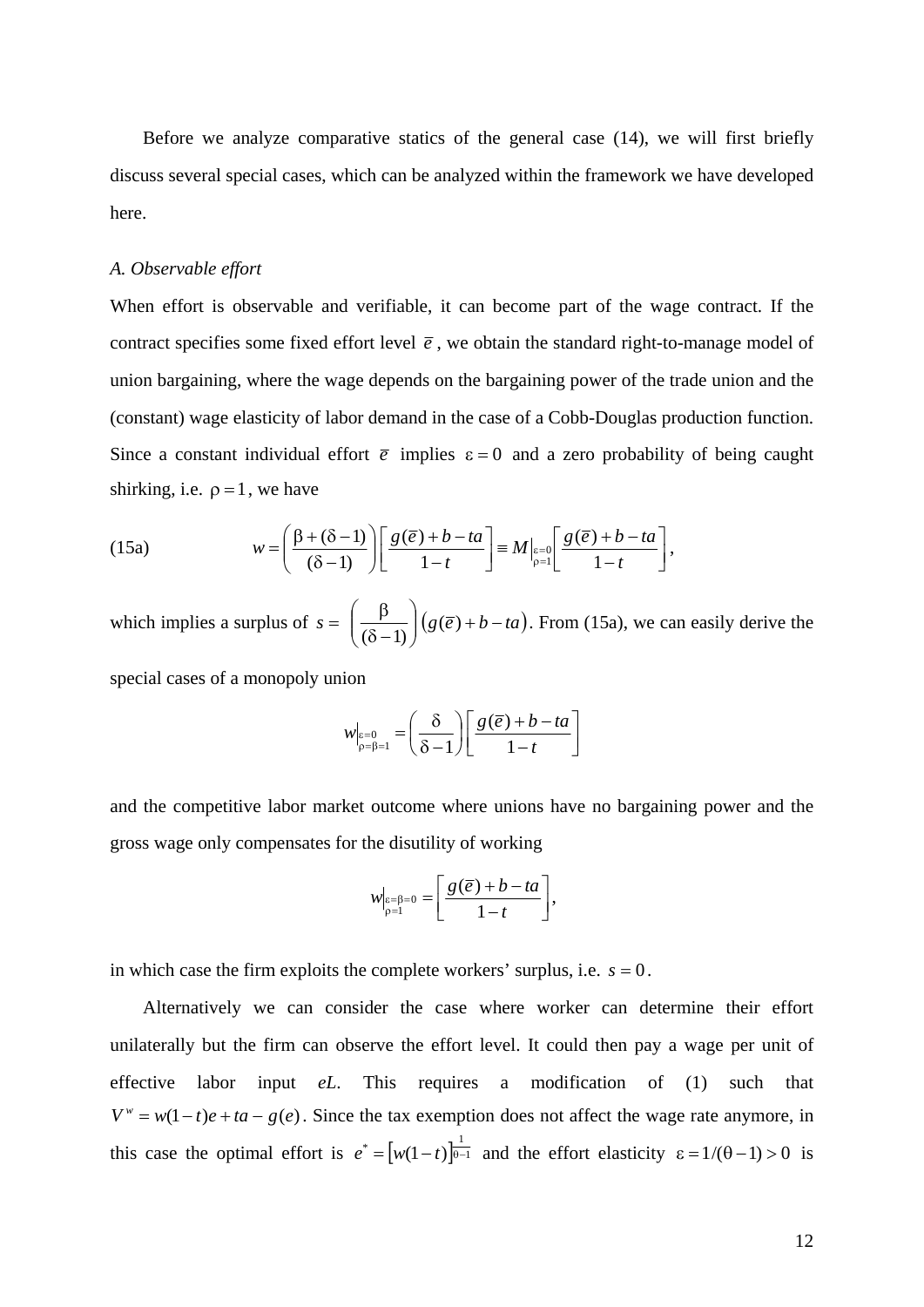Before we analyze comparative statics of the general case (14), we will first briefly discuss several special cases, which can be analyzed within the framework we have developed here.

*A. Observable effort*

When effort is observable and verifiable, it can become part of the wage contract. If the contract specifies some fixed effort level $\bar{e}$, we obtain the standard right-to-manage model of union bargaining, where the wage depends on the bargaining power of the trade union and the (constant) wage elasticity of labor demand in the case of a Cobb-Douglas production function. Since a constant individual effort $\bar{e}$ implies $\varepsilon = 0$ and a zero probability of being caught shirking, i.e. $\rho = 1$, we have

$$w = \left(\frac{\beta + (\delta - 1)}{(\delta - 1)}\right)\left[\frac{g(\bar{e}) + b - ta}{1 - t}\right] \equiv M\Big|_{\substack{\varepsilon=0 \\ \rho=1}}\left[\frac{g(\bar{e}) + b - ta}{1 - t}\right], \tag{15a}$$

which implies a surplus of $s = \left(\frac{\beta}{(\delta - 1)}\right)\left(g(\bar{e}) + b - ta\right)$. From (15a), we can easily derive the special cases of a monopoly union

$$w\Big|_{\substack{\varepsilon=0 \\ \rho=\beta=1}} = \left(\frac{\delta}{\delta - 1}\right)\left[\frac{g(\bar{e}) + b - ta}{1 - t}\right]$$

and the competitive labor market outcome where unions have no bargaining power and the gross wage only compensates for the disutility of working

$$w\Big|_{\substack{\varepsilon=\beta=0 \\ \rho=1}} = \left[\frac{g(\bar{e}) + b - ta}{1 - t}\right],$$

in which case the firm exploits the complete workers' surplus, i.e. $s = 0$.

Alternatively we can consider the case where worker can determine their effort unilaterally but the firm can observe the effort level. It could then pay a wage per unit of effective labor input *eL*. This requires a modification of (1) such that $V^w = w(1-t)e + ta - g(e)$. Since the tax exemption does not affect the wage rate anymore, in this case the optimal effort is $e^* = \left[w(1-t)\right]^{\frac{1}{\theta - 1}}$ and the effort elasticity $\varepsilon = 1/(\theta - 1) > 0$ is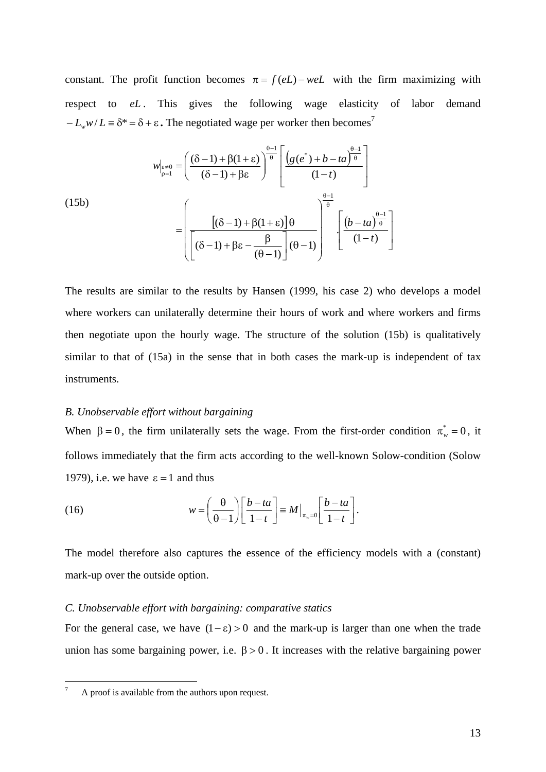constant. The profit function becomes $\pi = f(eL) - weL$ with the firm maximizing with respect to $eL$. This gives the following wage elasticity of labor demand $-L_w w / L \equiv \delta^* = \delta + \varepsilon$. The negotiated wage per worker then becomes[7]

(15b)

$$
\begin{aligned}
w\Big|_{\substack{\varepsilon \neq 0 \\ \rho = 1}} &= \left( \frac{(\delta - 1) + \beta(1+\varepsilon)}{(\delta - 1) + \beta\varepsilon} \right)^{\frac{\theta-1}{\theta}} \left[ \frac{\left(g(e^*) + b - ta\right)^{\frac{\theta-1}{\theta}}}{(1-t)} \right] \\
&= \left( \frac{\left[(\delta - 1) + \beta(1+\varepsilon)\right]\theta}{\left[(\delta - 1) + \beta\varepsilon - \dfrac{\beta}{(\theta - 1)}\right](\theta - 1)} \right)^{\frac{\theta-1}{\theta}} \cdot \left[ \frac{(b - ta)^{\frac{\theta-1}{\theta}}}{(1-t)} \right]
\end{aligned}
$$

The results are similar to the results by Hansen (1999, his case 2) who develops a model where workers can unilaterally determine their hours of work and where workers and firms then negotiate upon the hourly wage. The structure of the solution (15b) is qualitatively similar to that of (15a) in the sense that in both cases the mark-up is independent of tax instruments.

*B. Unobservable effort without bargaining*

When $\beta = 0$, the firm unilaterally sets the wage. From the first-order condition $\pi_w^* = 0$, it follows immediately that the firm acts according to the well-known Solow-condition (Solow 1979), i.e. we have $\varepsilon = 1$ and thus

(16)
$$
w = \left( \frac{\theta}{\theta - 1} \right) \left[ \frac{b - ta}{1-t} \right] \equiv M\big|_{\pi_w = 0} \left[ \frac{b - ta}{1-t} \right].
$$

The model therefore also captures the essence of the efficiency models with a (constant) mark-up over the outside option.

*C. Unobservable effort with bargaining: comparative statics*

For the general case, we have $(1 - \varepsilon) > 0$ and the mark-up is larger than one when the trade union has some bargaining power, i.e. $\beta > 0$. It increases with the relative bargaining power

---

[7] A proof is available from the authors upon request.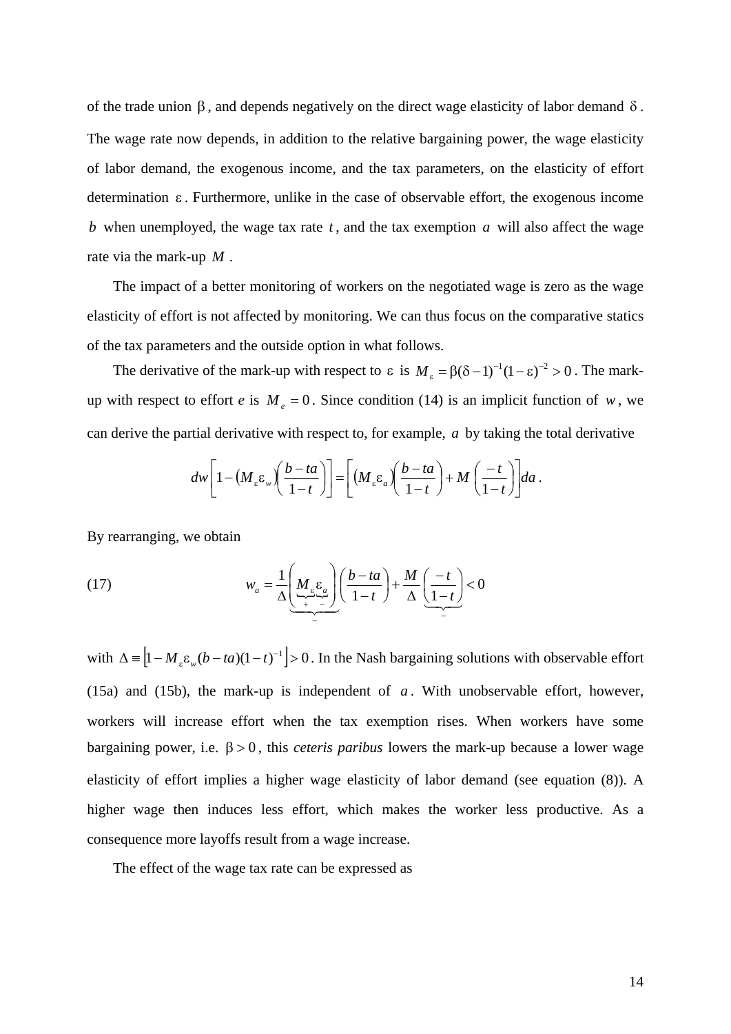of the trade union $\beta$, and depends negatively on the direct wage elasticity of labor demand $\delta$. The wage rate now depends, in addition to the relative bargaining power, the wage elasticity of labor demand, the exogenous income, and the tax parameters, on the elasticity of effort determination $\varepsilon$. Furthermore, unlike in the case of observable effort, the exogenous income $b$ when unemployed, the wage tax rate $t$, and the tax exemption $a$ will also affect the wage rate via the mark-up $M$.

The impact of a better monitoring of workers on the negotiated wage is zero as the wage elasticity of effort is not affected by monitoring. We can thus focus on the comparative statics of the tax parameters and the outside option in what follows.

The derivative of the mark-up with respect to $\varepsilon$ is $M_\varepsilon = \beta(\delta-1)^{-1}(1-\varepsilon)^{-2} > 0$. The mark-up with respect to effort *e* is $M_e = 0$. Since condition (14) is an implicit function of $w$, we can derive the partial derivative with respect to, for example, $a$ by taking the total derivative

$$dw\left[1-\left(M_\varepsilon \varepsilon_w\right)\left(\frac{b-ta}{1-t}\right)\right] = \left[\left(M_\varepsilon \varepsilon_a\right)\left(\frac{b-ta}{1-t}\right) + M\left(\frac{-t}{1-t}\right)\right]da\,.$$

By rearranging, we obtain

$$w_a = \frac{1}{\Delta}\underbrace{\left(\underbrace{M_\varepsilon}_{+}\underbrace{\varepsilon_a}_{-}\right)}_{-}\left(\frac{b-ta}{1-t}\right) + \frac{M}{\Delta}\underbrace{\left(\frac{-t}{1-t}\right)}_{-} < 0 \tag{17}$$

with $\Delta \equiv \left[1 - M_\varepsilon \varepsilon_w (b-ta)(1-t)^{-1}\right] > 0$. In the Nash bargaining solutions with observable effort (15a) and (15b), the mark-up is independent of $a$. With unobservable effort, however, workers will increase effort when the tax exemption rises. When workers have some bargaining power, i.e. $\beta > 0$, this *ceteris paribus* lowers the mark-up because a lower wage elasticity of effort implies a higher wage elasticity of labor demand (see equation (8)). A higher wage then induces less effort, which makes the worker less productive. As a consequence more layoffs result from a wage increase.

The effect of the wage tax rate can be expressed as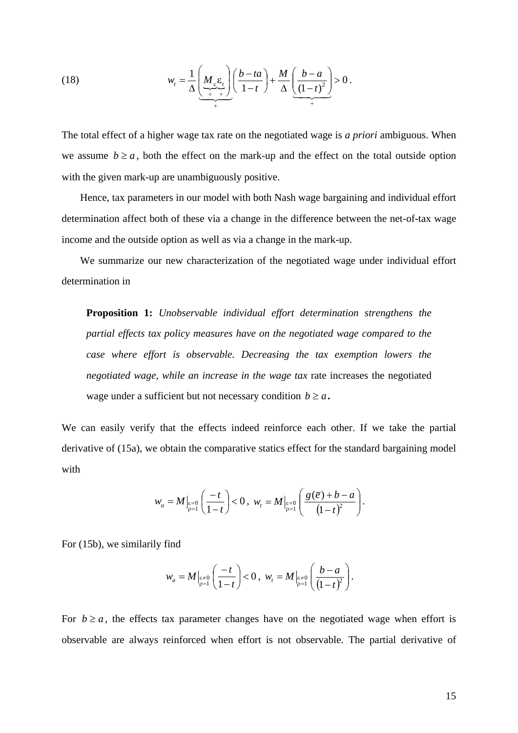$$
w_t = \frac{1}{\Delta}\underbrace{\left(\underbrace{M_\varepsilon}_{+}\underbrace{\varepsilon_t}_{+}\right)}_{+}\left(\frac{b-ta}{1-t}\right) + \frac{M}{\Delta}\underbrace{\left(\frac{b-a}{(1-t)^2}\right)}_{+} > 0\,. \tag{18}
$$

The total effect of a higher wage tax rate on the negotiated wage is *a priori* ambiguous. When we assume $b \geq a$, both the effect on the mark-up and the effect on the total outside option with the given mark-up are unambiguously positive.

Hence, tax parameters in our model with both Nash wage bargaining and individual effort determination affect both of these via a change in the difference between the net-of-tax wage income and the outside option as well as via a change in the mark-up.

We summarize our new characterization of the negotiated wage under individual effort determination in

> **Proposition 1:** *Unobservable individual effort determination strengthens the partial effects tax policy measures have on the negotiated wage compared to the case where effort is observable. Decreasing the tax exemption lowers the negotiated wage, while an increase in the wage tax* rate increases the negotiated wage under a sufficient but not necessary condition $b \geq a$.

We can easily verify that the effects indeed reinforce each other. If we take the partial derivative of (15a), we obtain the comparative statics effect for the standard bargaining model with

$$
w_a = M\big|_{\substack{\varepsilon=0\\ \rho=1}}\left(\frac{-t}{1-t}\right) < 0\,,\; w_t = M\big|_{\substack{\varepsilon=0\\ \rho=1}}\left(\frac{g(\bar{e}) + b - a}{(1-t)^2}\right).
$$

For (15b), we similarily find

$$
w_a = M\big|_{\substack{\varepsilon\neq 0\\ \rho=1}}\left(\frac{-t}{1-t}\right) < 0\,,\; w_t = M\big|_{\substack{\varepsilon\neq 0\\ \rho=1}}\left(\frac{b-a}{(1-t)^2}\right).
$$

For $b \geq a$, the effects tax parameter changes have on the negotiated wage when effort is observable are always reinforced when effort is not observable. The partial derivative of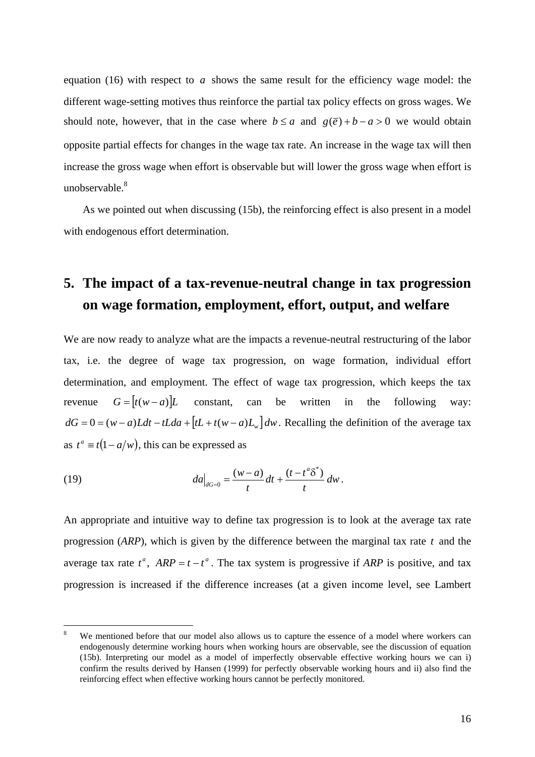equation (16) with respect to $a$ shows the same result for the efficiency wage model: the different wage-setting motives thus reinforce the partial tax policy effects on gross wages. We should note, however, that in the case where $b \leq a$ and $g(\bar{e}) + b - a > 0$ we would obtain opposite partial effects for changes in the wage tax rate. An increase in the wage tax will then increase the gross wage when effort is observable but will lower the gross wage when effort is unobservable.[8]

As we pointed out when discussing (15b), the reinforcing effect is also present in a model with endogenous effort determination.

## 5. The impact of a tax-revenue-neutral change in tax progression on wage formation, employment, effort, output, and welfare

We are now ready to analyze what are the impacts a revenue-neutral restructuring of the labor tax, i.e. the degree of wage tax progression, on wage formation, individual effort determination, and employment. The effect of wage tax progression, which keeps the tax revenue $G = [t(w-a)]L$ constant, can be written in the following way: $dG = 0 = (w-a)Ldt - tLda + [tL + t(w-a)L_w]\,dw$. Recalling the definition of the average tax as $t^a \equiv t(1 - a/w)$, this can be expressed as

$$(19) \qquad da\big|_{dG=0} = \frac{(w-a)}{t}dt + \frac{(t - t^a \delta^*)}{t}\,dw .$$

An appropriate and intuitive way to define tax progression is to look at the average tax rate progression (*ARP*), which is given by the difference between the marginal tax rate $t$ and the average tax rate $t^a$, $ARP = t - t^a$. The tax system is progressive if *ARP* is positive, and tax progression is increased if the difference increases (at a given income level, see Lambert

---

[8] We mentioned before that our model also allows us to capture the essence of a model where workers can endogenously determine working hours when working hours are observable, see the discussion of equation (15b). Interpreting our model as a model of imperfectly observable effective working hours we can i) confirm the results derived by Hansen (1999) for perfectly observable working hours and ii) also find the reinforcing effect when effective working hours cannot be perfectly monitored.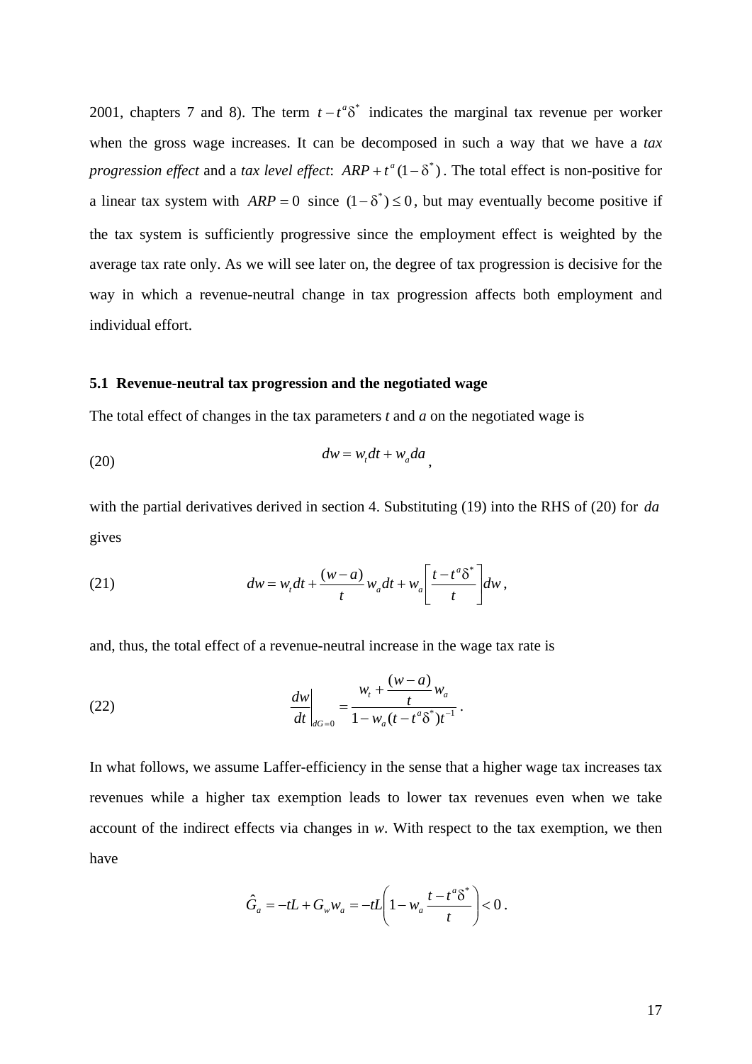2001, chapters 7 and 8). The term $t - t^a\delta^*$ indicates the marginal tax revenue per worker when the gross wage increases. It can be decomposed in such a way that we have a *tax progression effect* and a *tax level effect*: $ARP + t^a(1-\delta^*)$. The total effect is non-positive for a linear tax system with $ARP = 0$ since $(1-\delta^*) \leq 0$, but may eventually become positive if the tax system is sufficiently progressive since the employment effect is weighted by the average tax rate only. As we will see later on, the degree of tax progression is decisive for the way in which a revenue-neutral change in tax progression affects both employment and individual effort.

### 5.1 Revenue-neutral tax progression and the negotiated wage

The total effect of changes in the tax parameters *t* and *a* on the negotiated wage is

$$dw = w_t dt + w_a da \tag{20}$$

with the partial derivatives derived in section 4. Substituting (19) into the RHS of (20) for $da$ gives

$$dw = w_t dt + \frac{(w-a)}{t} w_a dt + w_a \left[ \frac{t - t^a\delta^*}{t} \right] dw, \tag{21}$$

and, thus, the total effect of a revenue-neutral increase in the wage tax rate is

$$\left. \frac{dw}{dt} \right|_{dG=0} = \frac{w_t + \dfrac{(w-a)}{t} w_a}{1 - w_a (t - t^a\delta^*) t^{-1}}. \tag{22}$$

In what follows, we assume Laffer-efficiency in the sense that a higher wage tax increases tax revenues while a higher tax exemption leads to lower tax revenues even when we take account of the indirect effects via changes in *w*. With respect to the tax exemption, we then have

$$\hat{G}_a = -tL + G_w w_a = -tL\left(1 - w_a \frac{t - t^a\delta^*}{t}\right) < 0.$$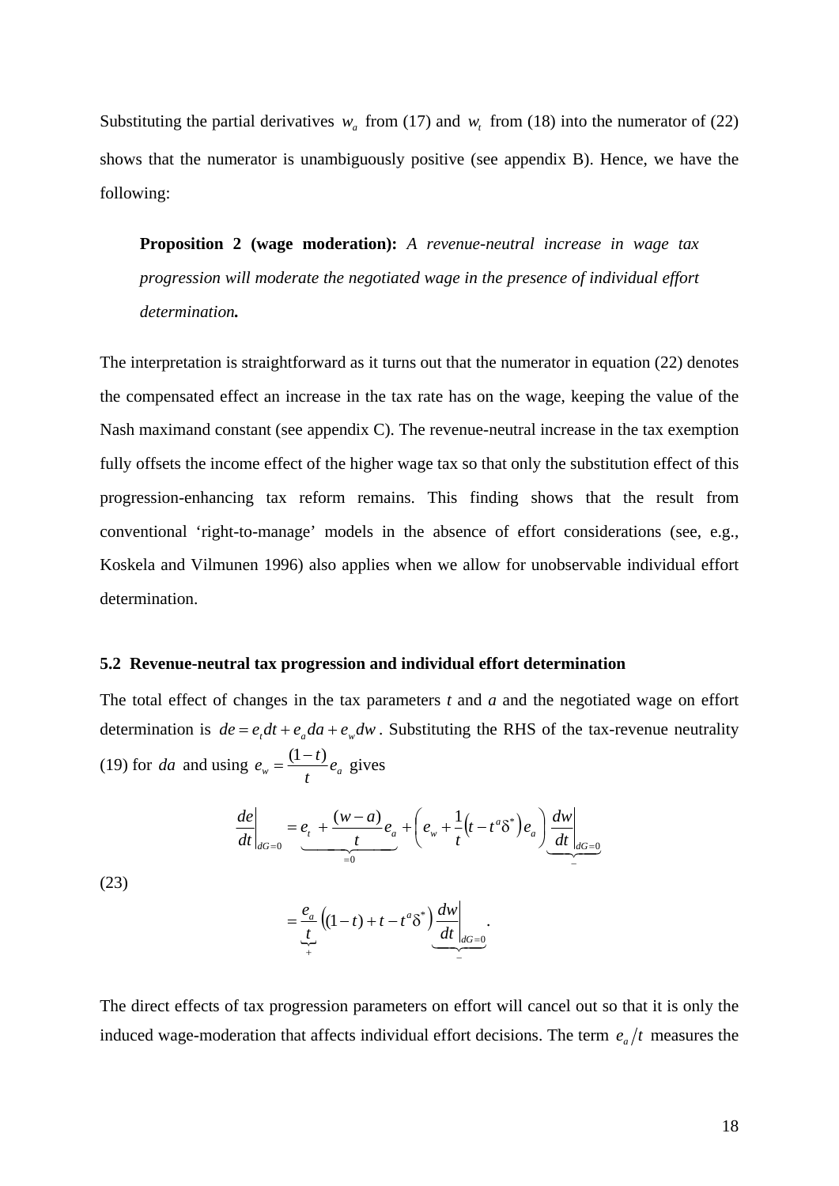Substituting the partial derivatives $w_a$ from (17) and $w_t$ from (18) into the numerator of (22) shows that the numerator is unambiguously positive (see appendix B). Hence, we have the following:

> **Proposition 2 (wage moderation):** *A revenue-neutral increase in wage tax progression will moderate the negotiated wage in the presence of individual effort determination.*

The interpretation is straightforward as it turns out that the numerator in equation (22) denotes the compensated effect an increase in the tax rate has on the wage, keeping the value of the Nash maximand constant (see appendix C). The revenue-neutral increase in the tax exemption fully offsets the income effect of the higher wage tax so that only the substitution effect of this progression-enhancing tax reform remains. This finding shows that the result from conventional 'right-to-manage' models in the absence of effort considerations (see, e.g., Koskela and Vilmunen 1996) also applies when we allow for unobservable individual effort determination.

### 5.2 Revenue-neutral tax progression and individual effort determination

The total effect of changes in the tax parameters *t* and *a* and the negotiated wage on effort determination is $de = e_t dt + e_a da + e_w dw$. Substituting the RHS of the tax-revenue neutrality (19) for $da$ and using $e_w = \frac{(1-t)}{t} e_a$ gives

$$
\begin{aligned}
\left.\frac{de}{dt}\right|_{dG=0} &= \underbrace{e_t + \frac{(w-a)}{t} e_a}_{=0} + \left( e_w + \frac{1}{t}\left(t - t^a \delta^*\right) e_a \right) \underbrace{\left.\frac{dw}{dt}\right|_{dG=0}}_{-} \\
&= \underbrace{\frac{e_a}{t}}_{+} \left( (1-t) + t - t^a \delta^* \right) \underbrace{\left.\frac{dw}{dt}\right|_{dG=0}}_{-}.
\end{aligned}
\tag{23}
$$

The direct effects of tax progression parameters on effort will cancel out so that it is only the induced wage-moderation that affects individual effort decisions. The term $e_a / t$ measures the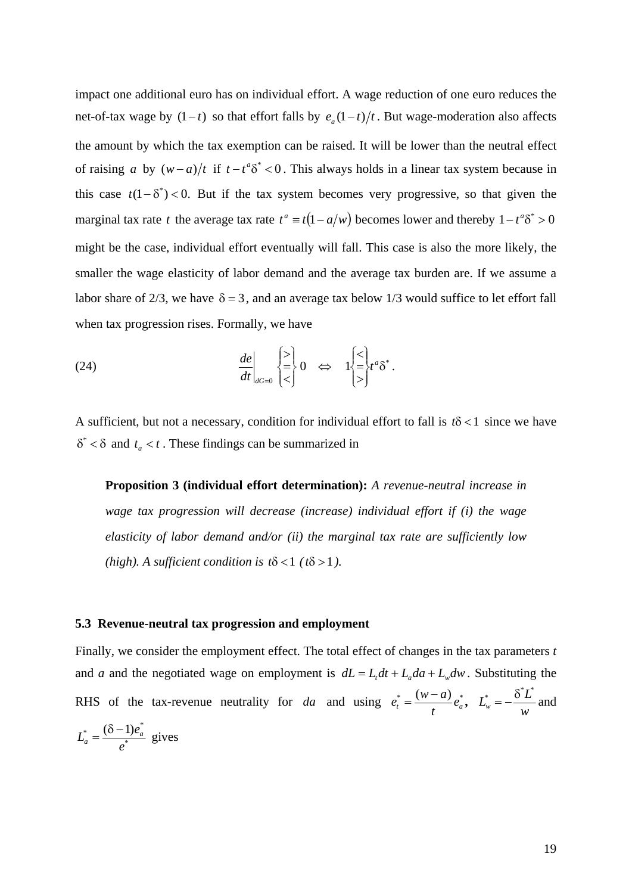impact one additional euro has on individual effort. A wage reduction of one euro reduces the net-of-tax wage by $(1-t)$ so that effort falls by $e_a(1-t)/t$. But wage-moderation also affects the amount by which the tax exemption can be raised. It will be lower than the neutral effect of raising $a$ by $(w-a)/t$ if $t - t^a\delta^* < 0$. This always holds in a linear tax system because in this case $t(1-\delta^*) < 0$. But if the tax system becomes very progressive, so that given the marginal tax rate $t$ the average tax rate $t^a \equiv t(1-a/w)$ becomes lower and thereby $1 - t^a\delta^* > 0$ might be the case, individual effort eventually will fall. This case is also the more likely, the smaller the wage elasticity of labor demand and the average tax burden are. If we assume a labor share of 2/3, we have $\delta = 3$, and an average tax below 1/3 would suffice to let effort fall when tax progression rises. Formally, we have

$$\text{(24)} \qquad \left.\frac{de}{dt}\right|_{dG=0} \begin{Bmatrix} > \\ = \\ < \end{Bmatrix} 0 \quad \Leftrightarrow \quad 1 \begin{Bmatrix} < \\ = \\ > \end{Bmatrix} t^a\delta^* .$$

A sufficient, but not a necessary, condition for individual effort to fall is $t\delta < 1$ since we have $\delta^* < \delta$ and $t_a < t$. These findings can be summarized in

> **Proposition 3 (individual effort determination):** *A revenue-neutral increase in wage tax progression will decrease (increase) individual effort if (i) the wage elasticity of labor demand and/or (ii) the marginal tax rate are sufficiently low (high). A sufficient condition is $t\delta < 1$ ($t\delta > 1$).*

### 5.3 Revenue-neutral tax progression and employment

Finally, we consider the employment effect. The total effect of changes in the tax parameters *t* and *a* and the negotiated wage on employment is $dL = L_t dt + L_a da + L_w dw$. Substituting the RHS of the tax-revenue neutrality for $da$ and using $e_t^* = \frac{(w-a)}{t} e_a^*$, $L_w^* = -\frac{\delta^* L^*}{w}$ and $L_a^* = \frac{(\delta - 1)e_a^*}{e^*}$ gives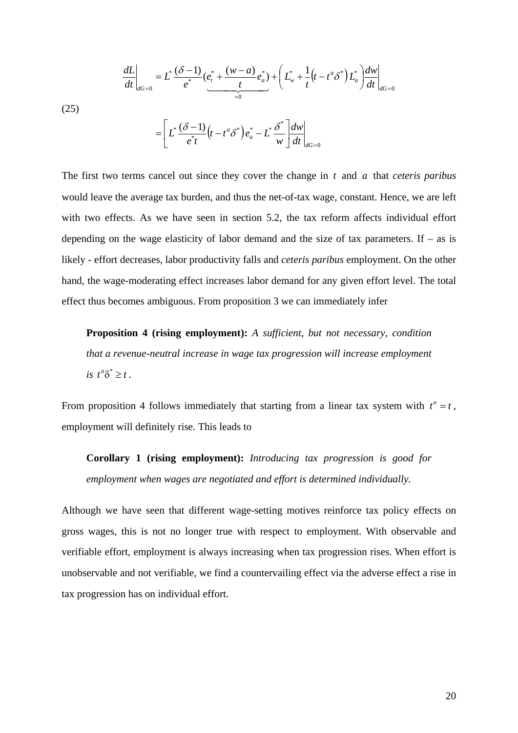$$\left.\frac{dL}{dt}\right|_{dG=0} = L^* \frac{(\delta-1)}{e^*} \underbrace{(e_t^* + \frac{(w-a)}{t} e_a^*)}_{=0} + \left( L_w^* + \frac{1}{t}\left(t - t^a \delta^*\right) L_a^* \right) \left.\frac{dw}{dt}\right|_{dG=0} \tag{25}$$

$$= \left[ L^* \frac{(\delta-1)}{e^* t}\left(t - t^a \delta^*\right) e_a^* - L^* \frac{\delta^*}{w} \right] \left.\frac{dw}{dt}\right|_{dG=0}$$

The first two terms cancel out since they cover the change in $t$ and $a$ that *ceteris paribus* would leave the average tax burden, and thus the net-of-tax wage, constant. Hence, we are left with two effects. As we have seen in section 5.2, the tax reform affects individual effort depending on the wage elasticity of labor demand and the size of tax parameters. If – as is likely - effort decreases, labor productivity falls and *ceteris paribus* employment. On the other hand, the wage-moderating effect increases labor demand for any given effort level. The total effect thus becomes ambiguous. From proposition 3 we can immediately infer

> **Proposition 4 (rising employment):** *A sufficient, but not necessary, condition that a revenue-neutral increase in wage tax progression will increase employment is* $t^a \delta^* \geq t$.

From proposition 4 follows immediately that starting from a linear tax system with $t^a = t$, employment will definitely rise. This leads to

> **Corollary 1 (rising employment):** *Introducing tax progression is good for employment when wages are negotiated and effort is determined individually.*

Although we have seen that different wage-setting motives reinforce tax policy effects on gross wages, this is not no longer true with respect to employment. With observable and verifiable effort, employment is always increasing when tax progression rises. When effort is unobservable and not verifiable, we find a countervailing effect via the adverse effect a rise in tax progression has on individual effort.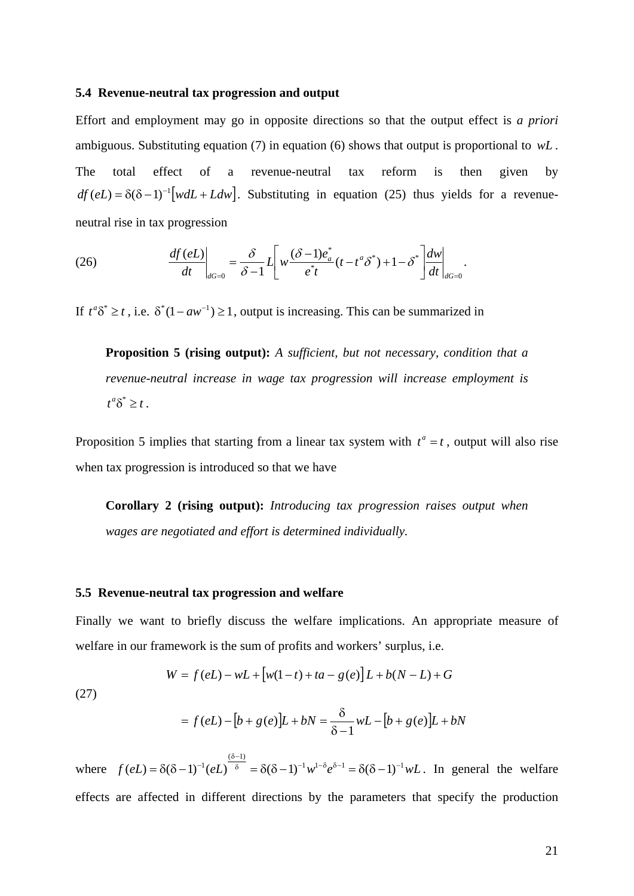### 5.4 Revenue-neutral tax progression and output

Effort and employment may go in opposite directions so that the output effect is *a priori* ambiguous. Substituting equation (7) in equation (6) shows that output is proportional to $wL$. The total effect of a revenue-neutral tax reform is then given by $df(eL) = \delta(\delta-1)^{-1}[wdL + Ldw]$. Substituting in equation (25) thus yields for a revenue-neutral rise in tax progression

$$\left.\frac{df(eL)}{dt}\right|_{dG=0} = \frac{\delta}{\delta-1} L\left[ w\frac{(\delta-1)e_a^*}{e^* t}(t - t^a\delta^*) + 1 - \delta^* \right]\left.\frac{dw}{dt}\right|_{dG=0}. \tag{26}$$

If $t^a\delta^* \geq t$, i.e. $\delta^*(1-aw^{-1}) \geq 1$, output is increasing. This can be summarized in

> **Proposition 5 (rising output):** *A sufficient, but not necessary, condition that a revenue-neutral increase in wage tax progression will increase employment is* $t^a\delta^* \geq t$.

Proposition 5 implies that starting from a linear tax system with $t^a = t$, output will also rise when tax progression is introduced so that we have

> **Corollary 2 (rising output):** *Introducing tax progression raises output when wages are negotiated and effort is determined individually.*

### 5.5 Revenue-neutral tax progression and welfare

Finally we want to briefly discuss the welfare implications. An appropriate measure of welfare in our framework is the sum of profits and workers' surplus, i.e.

$$\begin{aligned} W &= f(eL) - wL + [w(1-t) + ta - g(e)]L + b(N-L) + G \\ &= f(eL) - [b + g(e)]L + bN = \frac{\delta}{\delta-1}wL - [b + g(e)]L + bN \end{aligned} \tag{27}$$

where $f(eL) = \delta(\delta-1)^{-1}(eL)^{\frac{(\delta-1)}{\delta}} = \delta(\delta-1)^{-1}w^{1-\delta}e^{\delta-1} = \delta(\delta-1)^{-1}wL$. In general the welfare effects are affected in different directions by the parameters that specify the production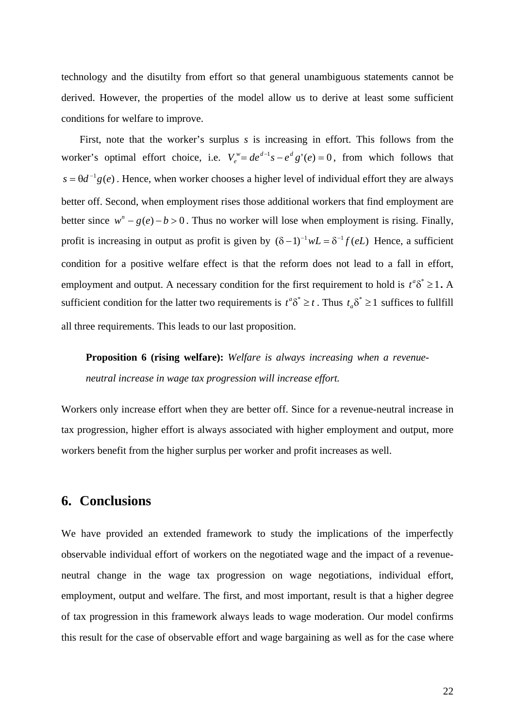technology and the disutilty from effort so that general unambiguous statements cannot be derived. However, the properties of the model allow us to derive at least some sufficient conditions for welfare to improve.

First, note that the worker's surplus *s* is increasing in effort. This follows from the worker's optimal effort choice, i.e. $V_e^w = de^{d-1}s - e^d g'(e) = 0$, from which follows that $s = \theta d^{-1} g(e)$. Hence, when worker chooses a higher level of individual effort they are always better off. Second, when employment rises those additional workers that find employment are better since $w^n - g(e) - b > 0$. Thus no worker will lose when employment is rising. Finally, profit is increasing in output as profit is given by $(\delta - 1)^{-1} wL = \delta^{-1} f(eL)$ Hence, a sufficient condition for a positive welfare effect is that the reform does not lead to a fall in effort, employment and output. A necessary condition for the first requirement to hold is $t^a \delta^* \geq 1$. A sufficient condition for the latter two requirements is $t^a \delta^* \geq t$. Thus $t_a \delta^* \geq 1$ suffices to fullfill all three requirements. This leads to our last proposition.

> **Proposition 6 (rising welfare):** *Welfare is always increasing when a revenue-neutral increase in wage tax progression will increase effort.*

Workers only increase effort when they are better off. Since for a revenue-neutral increase in tax progression, higher effort is always associated with higher employment and output, more workers benefit from the higher surplus per worker and profit increases as well.

## 6. Conclusions

We have provided an extended framework to study the implications of the imperfectly observable individual effort of workers on the negotiated wage and the impact of a revenue-neutral change in the wage tax progression on wage negotiations, individual effort, employment, output and welfare. The first, and most important, result is that a higher degree of tax progression in this framework always leads to wage moderation. Our model confirms this result for the case of observable effort and wage bargaining as well as for the case where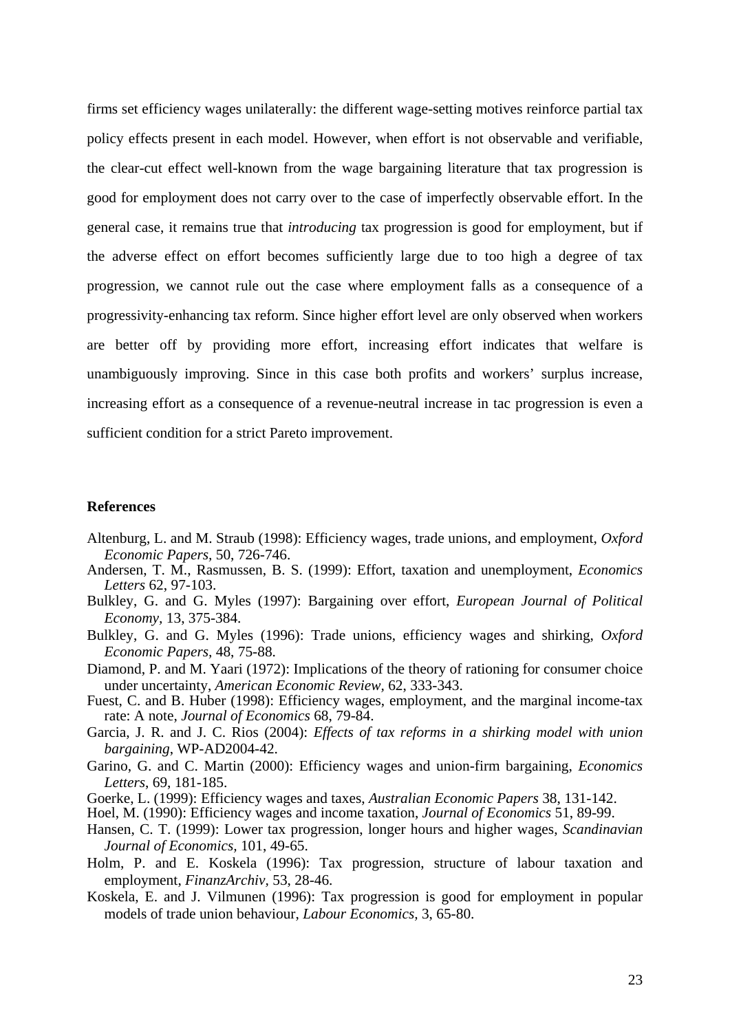firms set efficiency wages unilaterally: the different wage-setting motives reinforce partial tax policy effects present in each model. However, when effort is not observable and verifiable, the clear-cut effect well-known from the wage bargaining literature that tax progression is good for employment does not carry over to the case of imperfectly observable effort. In the general case, it remains true that *introducing* tax progression is good for employment, but if the adverse effect on effort becomes sufficiently large due to too high a degree of tax progression, we cannot rule out the case where employment falls as a consequence of a progressivity-enhancing tax reform. Since higher effort level are only observed when workers are better off by providing more effort, increasing effort indicates that welfare is unambiguously improving. Since in this case both profits and workers' surplus increase, increasing effort as a consequence of a revenue-neutral increase in tac progression is even a sufficient condition for a strict Pareto improvement.

**References**

Altenburg, L. and M. Straub (1998): Efficiency wages, trade unions, and employment, *Oxford Economic Papers*, 50, 726-746.

Andersen, T. M., Rasmussen, B. S. (1999): Effort, taxation and unemployment, *Economics Letters* 62, 97-103.

Bulkley, G. and G. Myles (1997): Bargaining over effort, *European Journal of Political Economy*, 13, 375-384.

Bulkley, G. and G. Myles (1996): Trade unions, efficiency wages and shirking, *Oxford Economic Papers*, 48, 75-88.

Diamond, P. and M. Yaari (1972): Implications of the theory of rationing for consumer choice under uncertainty, *American Economic Review*, 62, 333-343.

Fuest, C. and B. Huber (1998): Efficiency wages, employment, and the marginal income-tax rate: A note, *Journal of Economics* 68, 79-84.

Garcia, J. R. and J. C. Rios (2004): *Effects of tax reforms in a shirking model with union bargaining*, WP-AD2004-42.

Garino, G. and C. Martin (2000): Efficiency wages and union-firm bargaining, *Economics Letters*, 69, 181-185.

Goerke, L. (1999): Efficiency wages and taxes, *Australian Economic Papers* 38, 131-142.

Hoel, M. (1990): Efficiency wages and income taxation, *Journal of Economics* 51, 89-99.

Hansen, C. T. (1999): Lower tax progression, longer hours and higher wages, *Scandinavian Journal of Economics*, 101, 49-65.

Holm, P. and E. Koskela (1996): Tax progression, structure of labour taxation and employment, *FinanzArchiv*, 53, 28-46.

Koskela, E. and J. Vilmunen (1996): Tax progression is good for employment in popular models of trade union behaviour, *Labour Economics*, 3, 65-80.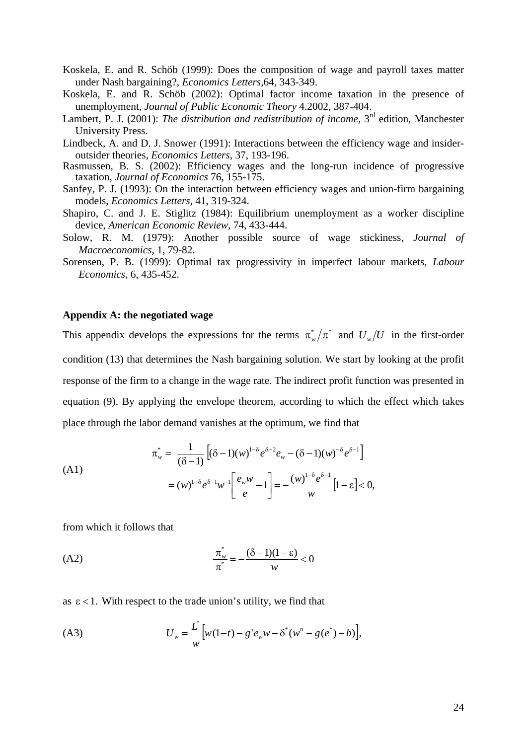Koskela, E. and R. Schöb (1999): Does the composition of wage and payroll taxes matter under Nash bargaining?, *Economics Letters*,64, 343-349.

Koskela, E. and R. Schöb (2002): Optimal factor income taxation in the presence of unemployment, *Journal of Public Economic Theory* 4.2002, 387-404.

Lambert, P. J. (2001): *The distribution and redistribution of income*, 3rd edition, Manchester University Press.

Lindbeck, A. and D. J. Snower (1991): Interactions between the efficiency wage and insider-outsider theories, *Economics Letters*, 37, 193-196.

Rasmussen, B. S. (2002): Efficiency wages and the long-run incidence of progressive taxation, *Journal of Economics* 76, 155-175.

Sanfey, P. J. (1993): On the interaction between efficiency wages and union-firm bargaining models, *Economics Letters*, 41, 319-324.

Shapiro, C. and J. E. Stiglitz (1984): Equilibrium unemployment as a worker discipline device, *American Economic Review*, 74, 433-444.

Solow, R. M. (1979): Another possible source of wage stickiness, *Journal of Macroeconomics*, 1, 79-82.

Sorensen, P. B. (1999): Optimal tax progressivity in imperfect labour markets, *Labour Economics*, 6, 435-452.

**Appendix A: the negotiated wage**

This appendix develops the expressions for the terms $\pi_w^*/\pi^*$ and $U_w/U$ in the first-order condition (13) that determines the Nash bargaining solution. We start by looking at the profit response of the firm to a change in the wage rate. The indirect profit function was presented in equation (9). By applying the envelope theorem, according to which the effect which takes place through the labor demand vanishes at the optimum, we find that

$$\text{(A1)} \qquad \begin{aligned} \pi_w^* &= \frac{1}{(\delta-1)}\left[(\delta-1)(w)^{1-\delta}e^{\delta-2}e_w - (\delta-1)(w)^{-\delta}e^{\delta-1}\right] \\ &= (w)^{1-\delta}e^{\delta-1}w^{-1}\left[\frac{e_w w}{e}-1\right] = -\frac{(w)^{1-\delta}e^{\delta-1}}{w}\left[1-\varepsilon\right] < 0, \end{aligned}$$

from which it follows that

$$\text{(A2)} \qquad \frac{\pi_w^*}{\pi^*} = -\frac{(\delta-1)(1-\varepsilon)}{w} < 0$$

as $\varepsilon < 1$. With respect to the trade union's utility, we find that

$$\text{(A3)} \qquad U_w = \frac{L^*}{w}\left[w(1-t) - g'e_w w - \delta^*(w^n - g(e^*) - b)\right],$$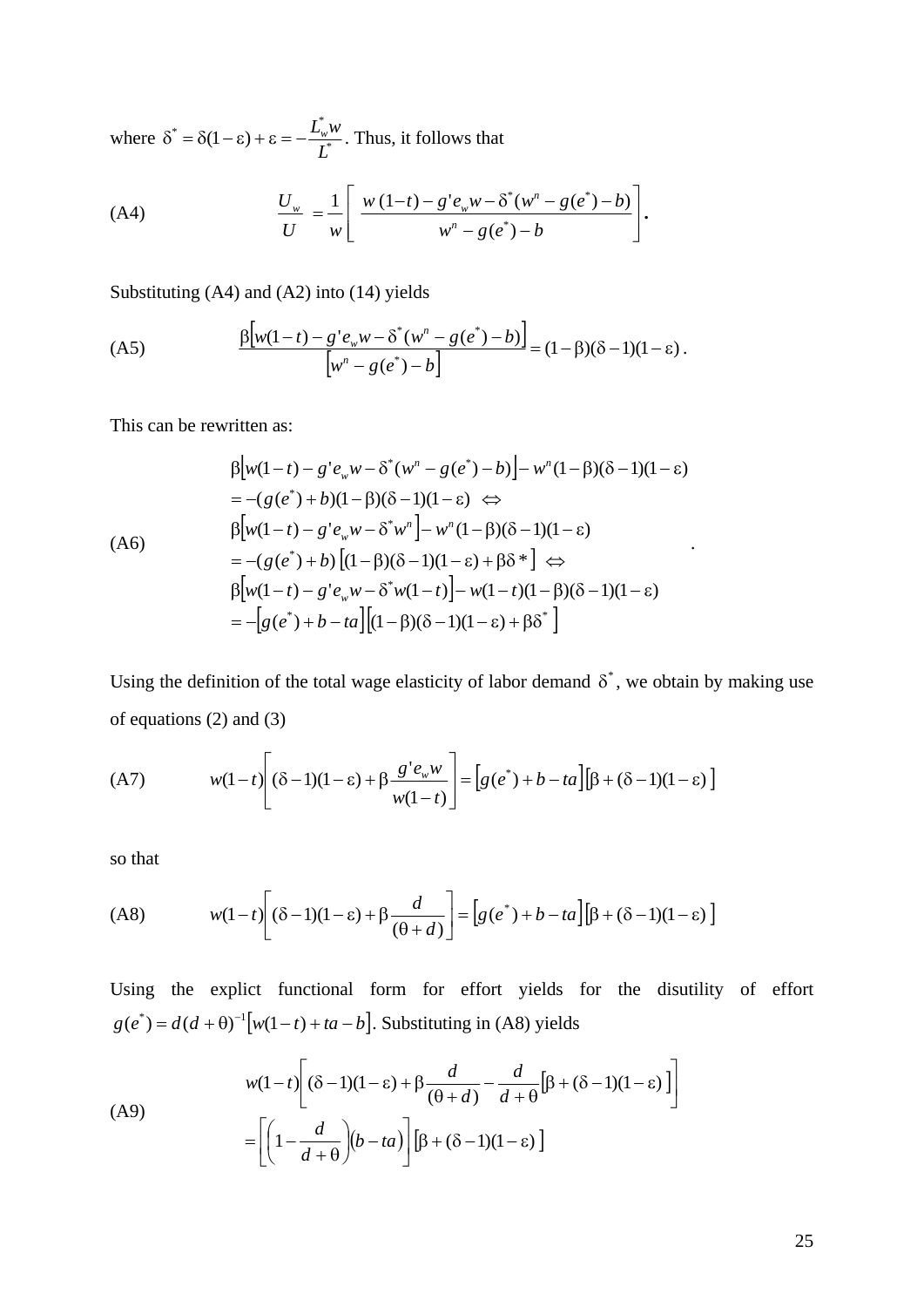where $\delta^* = \delta(1-\varepsilon) + \varepsilon = -\frac{L_w^* w}{L^*}$. Thus, it follows that

$$\text{(A4)} \qquad \frac{U_w}{U} = \frac{1}{w}\left[ \frac{w\,(1-t) - g'e_w w - \delta^*(w^n - g(e^*) - b)}{w^n - g(e^*) - b} \right].$$

Substituting (A4) and (A2) into (14) yields

$$\text{(A5)} \qquad \frac{\beta\left[w(1-t) - g'e_w w - \delta^*(w^n - g(e^*) - b)\right]}{\left[w^n - g(e^*) - b\right]} = (1-\beta)(\delta-1)(1-\varepsilon).$$

This can be rewritten as:

$$\text{(A6)} \qquad \begin{aligned} &\beta\left[w(1-t) - g'e_w w - \delta^*(w^n - g(e^*) - b)\right] - w^n(1-\beta)(\delta-1)(1-\varepsilon) \\ &= -(g(e^*) + b)(1-\beta)(\delta-1)(1-\varepsilon) \;\Leftrightarrow \\ &\beta\left[w(1-t) - g'e_w w - \delta^* w^n\right] - w^n(1-\beta)(\delta-1)(1-\varepsilon) \\ &= -(g(e^*) + b)\left[(1-\beta)(\delta-1)(1-\varepsilon) + \beta\delta^*\right] \;\Leftrightarrow \\ &\beta\left[w(1-t) - g'e_w w - \delta^* w(1-t)\right] - w(1-t)(1-\beta)(\delta-1)(1-\varepsilon) \\ &= -\left[g(e^*) + b - ta\right]\left[(1-\beta)(\delta-1)(1-\varepsilon) + \beta\delta^*\right] \end{aligned}.$$

Using the definition of the total wage elasticity of labor demand $\delta^*$, we obtain by making use of equations (2) and (3)

$$\text{(A7)} \qquad w(1-t)\left[(\delta-1)(1-\varepsilon) + \beta\frac{g'e_w w}{w(1-t)}\right] = \left[g(e^*) + b - ta\right]\left[\beta + (\delta-1)(1-\varepsilon)\right]$$

so that

$$\text{(A8)} \qquad w(1-t)\left[(\delta-1)(1-\varepsilon) + \beta\frac{d}{(\theta+d)}\right] = \left[g(e^*) + b - ta\right]\left[\beta + (\delta-1)(1-\varepsilon)\right]$$

Using the explict functional form for effort yields for the disutility of effort $g(e^*) = d(d+\theta)^{-1}\left[w(1-t) + ta - b\right]$. Substituting in (A8) yields

$$\text{(A9)} \qquad \begin{aligned} &w(1-t)\left[(\delta-1)(1-\varepsilon) + \beta\frac{d}{(\theta+d)} - \frac{d}{d+\theta}\left[\beta + (\delta-1)(1-\varepsilon)\right]\right] \\ &= \left[\left(1 - \frac{d}{d+\theta}\right)(b - ta)\right]\left[\beta + (\delta-1)(1-\varepsilon)\right] \end{aligned}$$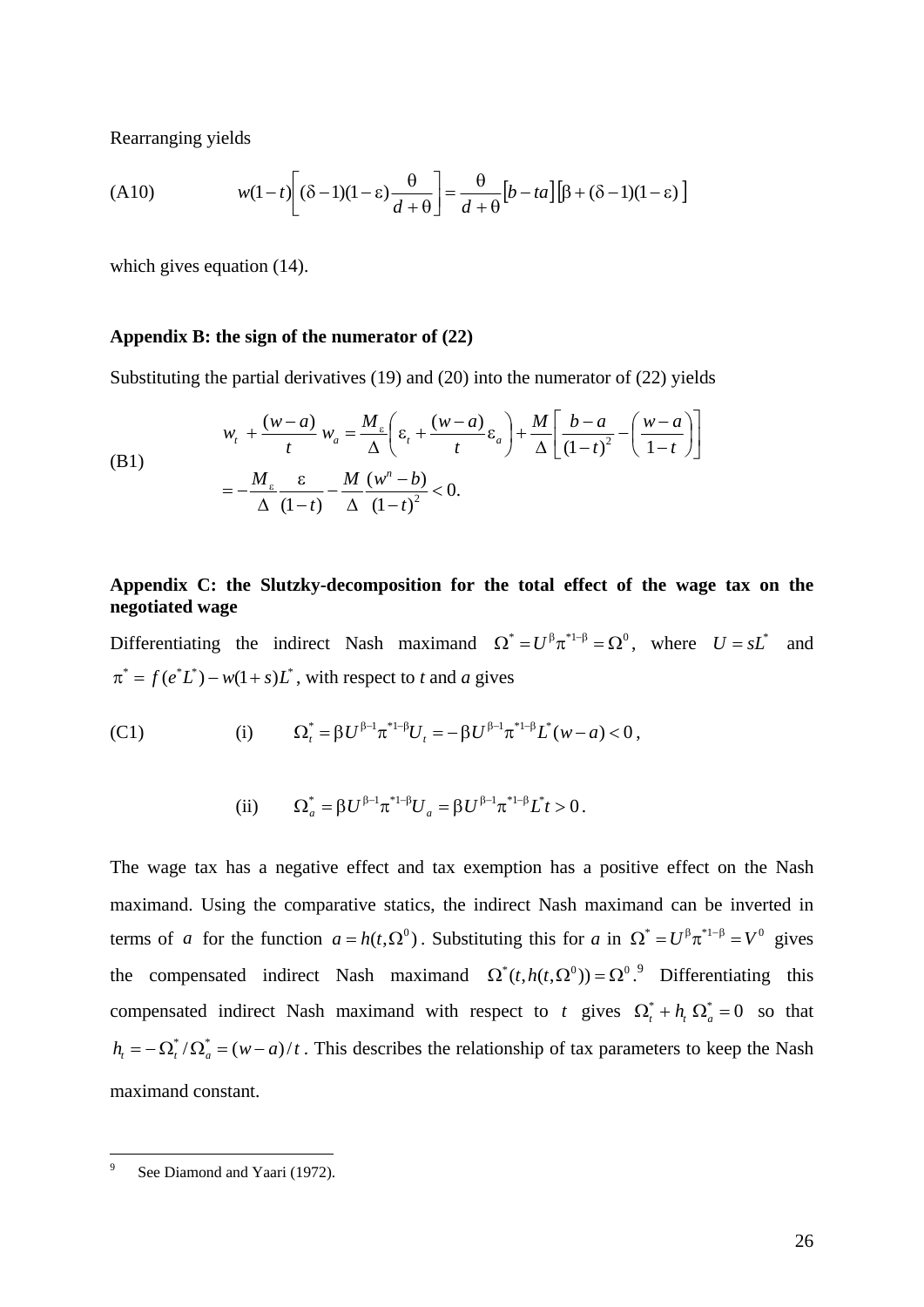Rearranging yields

$$\text{(A10)} \qquad w(1-t)\left[(\delta-1)(1-\varepsilon)\frac{\theta}{d+\theta}\right] = \frac{\theta}{d+\theta}\left[b-ta\right]\left[\beta+(\delta-1)(1-\varepsilon)\right]$$

which gives equation (14).

**Appendix B: the sign of the numerator of (22)**

Substituting the partial derivatives (19) and (20) into the numerator of (22) yields

$$\text{(B1)} \qquad \begin{aligned} w_t + \frac{(w-a)}{t}w_a &= \frac{M_\varepsilon}{\Delta}\left(\varepsilon_t + \frac{(w-a)}{t}\varepsilon_a\right) + \frac{M}{\Delta}\left[\frac{b-a}{(1-t)^2} - \left(\frac{w-a}{1-t}\right)\right] \\ &= -\frac{M_\varepsilon}{\Delta}\frac{\varepsilon}{(1-t)} - \frac{M}{\Delta}\frac{(w^n-b)}{(1-t)^2} < 0. \end{aligned}$$

**Appendix C: the Slutzky-decomposition for the total effect of the wage tax on the negotiated wage**

Differentiating the indirect Nash maximand $\Omega^* = U^\beta \pi^{*1-\beta} = \Omega^0$, where $U = sL^*$ and $\pi^* = f(e^*L^*) - w(1+s)L^*$, with respect to *t* and *a* gives

$$\text{(C1)} \qquad \text{(i)} \qquad \Omega_t^* = \beta U^{\beta-1}\pi^{*1-\beta}U_t = -\beta U^{\beta-1}\pi^{*1-\beta}L^*(w-a) < 0,$$

$$\text{(ii)} \qquad \Omega_a^* = \beta U^{\beta-1}\pi^{*1-\beta}U_a = \beta U^{\beta-1}\pi^{*1-\beta}L^* t > 0.$$

The wage tax has a negative effect and tax exemption has a positive effect on the Nash maximand. Using the comparative statics, the indirect Nash maximand can be inverted in terms of $a$ for the function $a = h(t, \Omega^0)$. Substituting this for *a* in $\Omega^* = U^\beta \pi^{*1-\beta} = V^0$ gives the compensated indirect Nash maximand $\Omega^*(t, h(t, \Omega^0)) = \Omega^0$.[9] Differentiating this compensated indirect Nash maximand with respect to $t$ gives $\Omega_t^* + h_t\,\Omega_a^* = 0$ so that $h_t = -\Omega_t^*/\Omega_a^* = (w-a)/t$. This describes the relationship of tax parameters to keep the Nash maximand constant.

[9] See Diamond and Yaari (1972).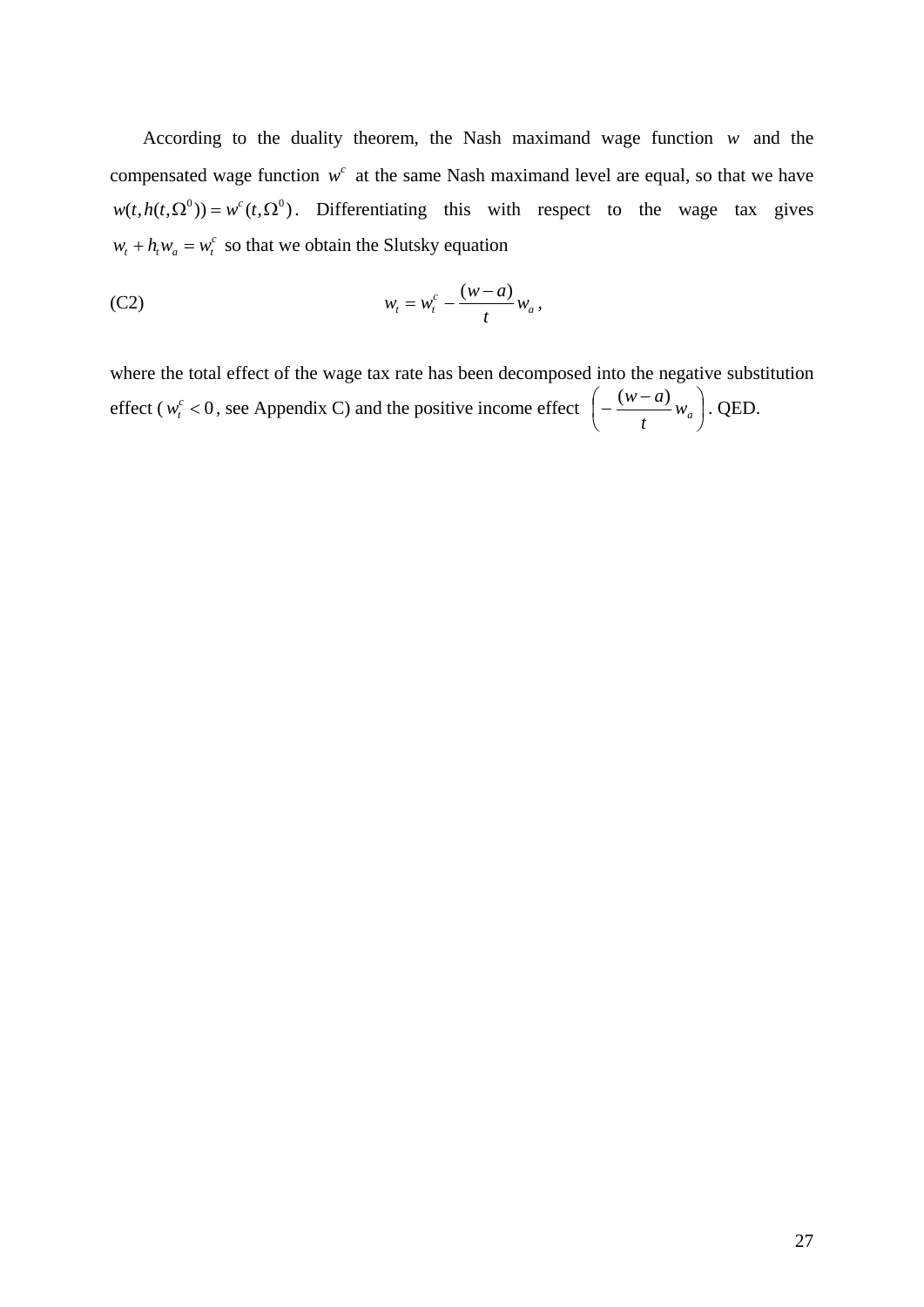According to the duality theorem, the Nash maximand wage function $w$ and the compensated wage function $w^c$ at the same Nash maximand level are equal, so that we have $w(t, h(t, \Omega^0)) = w^c(t, \Omega^0)$. Differentiating this with respect to the wage tax gives $w_t + h_t w_a = w_t^c$ so that we obtain the Slutsky equation

(C2)
$$w_t = w_t^c - \frac{(w-a)}{t} w_a ,$$

where the total effect of the wage tax rate has been decomposed into the negative substitution effect ( $w_t^c < 0$, see Appendix C) and the positive income effect $\left( -\frac{(w-a)}{t} w_a \right)$. QED.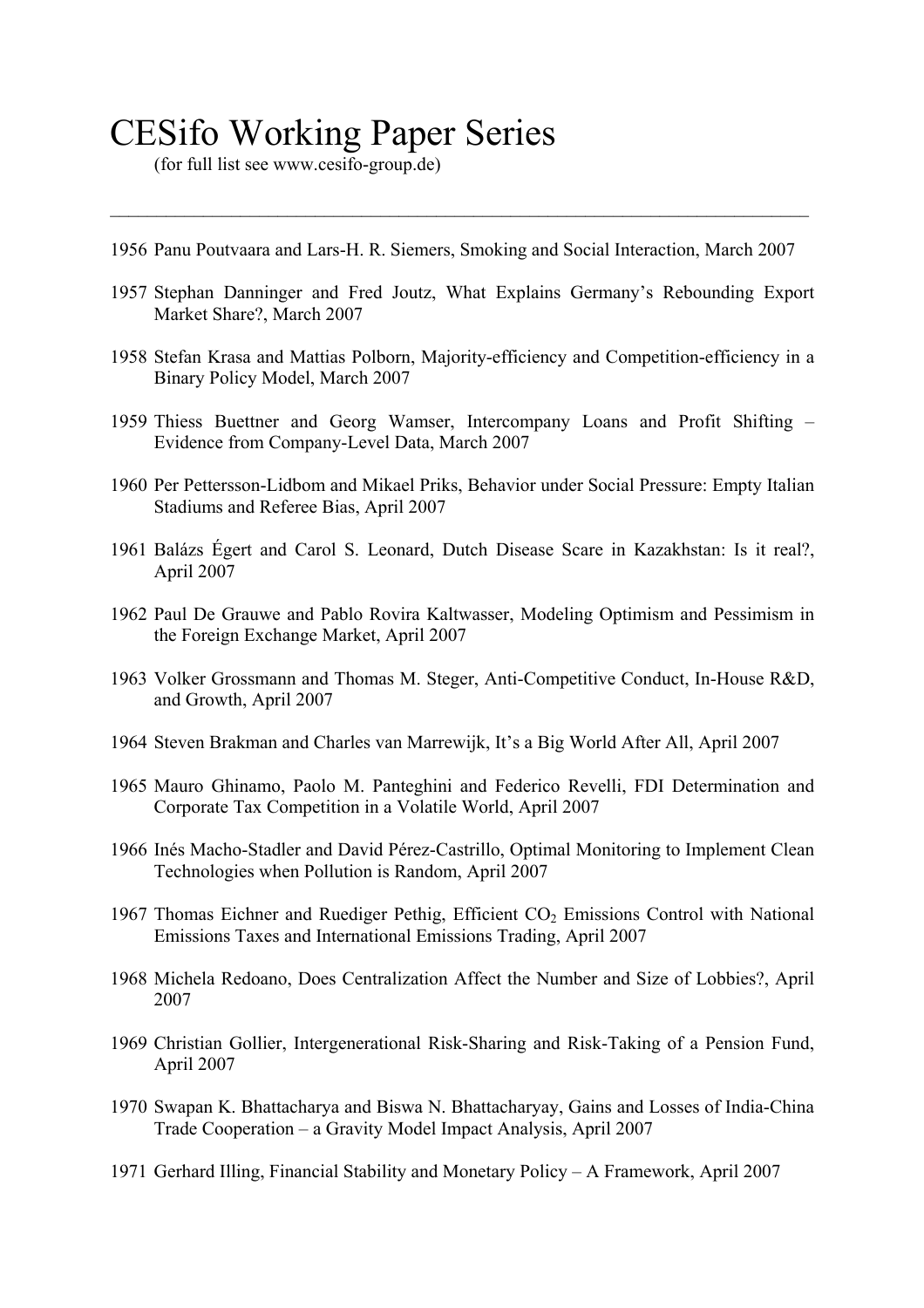# CESifo Working Paper Series

(for full list see www.cesifo-group.de)

---

1956 Panu Poutvaara and Lars-H. R. Siemers, Smoking and Social Interaction, March 2007

1957 Stephan Danninger and Fred Joutz, What Explains Germany's Rebounding Export Market Share?, March 2007

1958 Stefan Krasa and Mattias Polborn, Majority-efficiency and Competition-efficiency in a Binary Policy Model, March 2007

1959 Thiess Buettner and Georg Wamser, Intercompany Loans and Profit Shifting – Evidence from Company-Level Data, March 2007

1960 Per Pettersson-Lidbom and Mikael Priks, Behavior under Social Pressure: Empty Italian Stadiums and Referee Bias, April 2007

1961 Balázs Égert and Carol S. Leonard, Dutch Disease Scare in Kazakhstan: Is it real?, April 2007

1962 Paul De Grauwe and Pablo Rovira Kaltwasser, Modeling Optimism and Pessimism in the Foreign Exchange Market, April 2007

1963 Volker Grossmann and Thomas M. Steger, Anti-Competitive Conduct, In-House R&D, and Growth, April 2007

1964 Steven Brakman and Charles van Marrewijk, It's a Big World After All, April 2007

1965 Mauro Ghinamo, Paolo M. Panteghini and Federico Revelli, FDI Determination and Corporate Tax Competition in a Volatile World, April 2007

1966 Inés Macho-Stadler and David Pérez-Castrillo, Optimal Monitoring to Implement Clean Technologies when Pollution is Random, April 2007

1967 Thomas Eichner and Ruediger Pethig, Efficient $CO_2$ Emissions Control with National Emissions Taxes and International Emissions Trading, April 2007

1968 Michela Redoano, Does Centralization Affect the Number and Size of Lobbies?, April 2007

1969 Christian Gollier, Intergenerational Risk-Sharing and Risk-Taking of a Pension Fund, April 2007

1970 Swapan K. Bhattacharya and Biswa N. Bhattacharyay, Gains and Losses of India-China Trade Cooperation – a Gravity Model Impact Analysis, April 2007

1971 Gerhard Illing, Financial Stability and Monetary Policy – A Framework, April 2007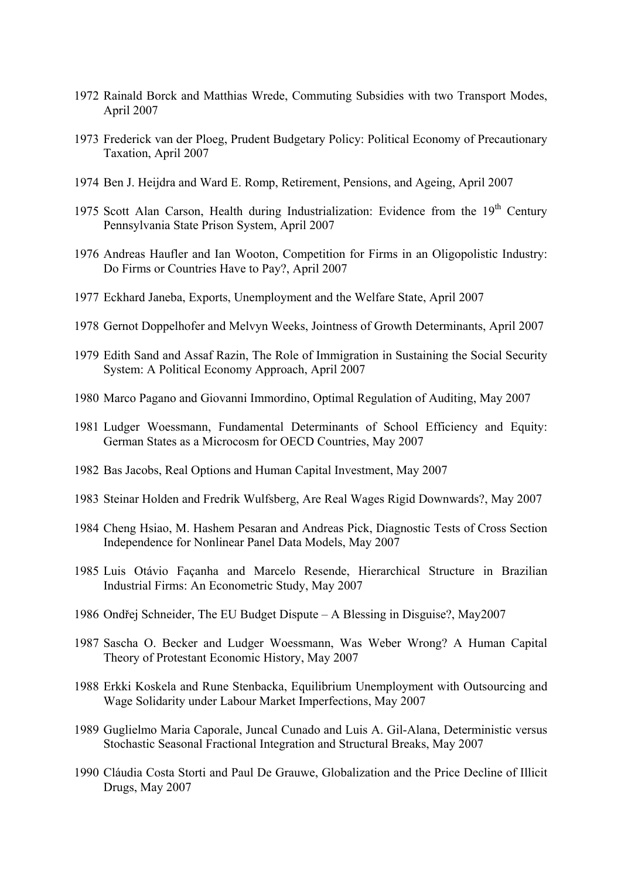1972 Rainald Borck and Matthias Wrede, Commuting Subsidies with two Transport Modes, April 2007

1973 Frederick van der Ploeg, Prudent Budgetary Policy: Political Economy of Precautionary Taxation, April 2007

1974 Ben J. Heijdra and Ward E. Romp, Retirement, Pensions, and Ageing, April 2007

1975 Scott Alan Carson, Health during Industrialization: Evidence from the 19th Century Pennsylvania State Prison System, April 2007

1976 Andreas Haufler and Ian Wooton, Competition for Firms in an Oligopolistic Industry: Do Firms or Countries Have to Pay?, April 2007

1977 Eckhard Janeba, Exports, Unemployment and the Welfare State, April 2007

1978 Gernot Doppelhofer and Melvyn Weeks, Jointness of Growth Determinants, April 2007

1979 Edith Sand and Assaf Razin, The Role of Immigration in Sustaining the Social Security System: A Political Economy Approach, April 2007

1980 Marco Pagano and Giovanni Immordino, Optimal Regulation of Auditing, May 2007

1981 Ludger Woessmann, Fundamental Determinants of School Efficiency and Equity: German States as a Microcosm for OECD Countries, May 2007

1982 Bas Jacobs, Real Options and Human Capital Investment, May 2007

1983 Steinar Holden and Fredrik Wulfsberg, Are Real Wages Rigid Downwards?, May 2007

1984 Cheng Hsiao, M. Hashem Pesaran and Andreas Pick, Diagnostic Tests of Cross Section Independence for Nonlinear Panel Data Models, May 2007

1985 Luis Otávio Façanha and Marcelo Resende, Hierarchical Structure in Brazilian Industrial Firms: An Econometric Study, May 2007

1986 Ondřej Schneider, The EU Budget Dispute – A Blessing in Disguise?, May2007

1987 Sascha O. Becker and Ludger Woessmann, Was Weber Wrong? A Human Capital Theory of Protestant Economic History, May 2007

1988 Erkki Koskela and Rune Stenbacka, Equilibrium Unemployment with Outsourcing and Wage Solidarity under Labour Market Imperfections, May 2007

1989 Guglielmo Maria Caporale, Juncal Cunado and Luis A. Gil-Alana, Deterministic versus Stochastic Seasonal Fractional Integration and Structural Breaks, May 2007

1990 Cláudia Costa Storti and Paul De Grauwe, Globalization and the Price Decline of Illicit Drugs, May 2007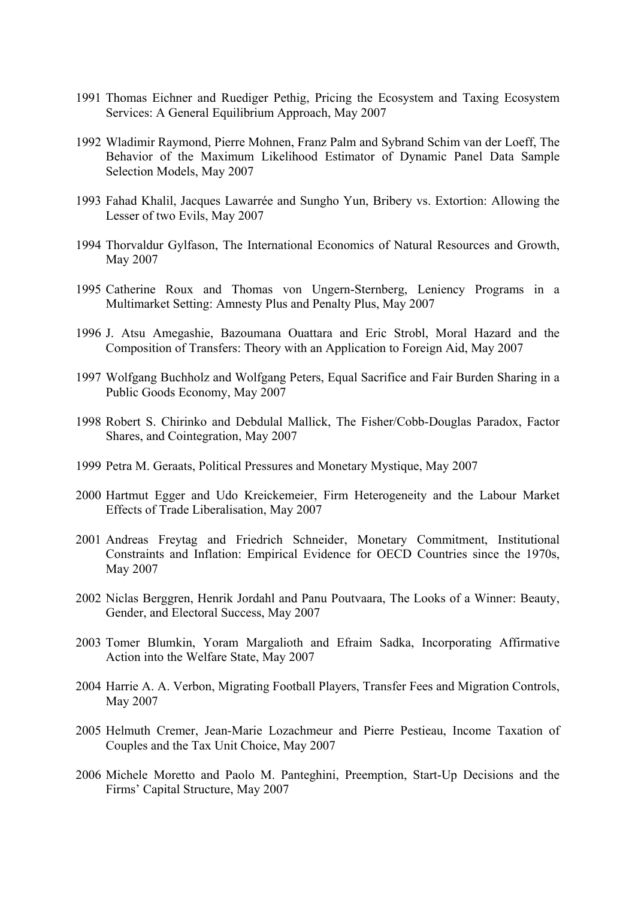1991 Thomas Eichner and Ruediger Pethig, Pricing the Ecosystem and Taxing Ecosystem Services: A General Equilibrium Approach, May 2007

1992 Wladimir Raymond, Pierre Mohnen, Franz Palm and Sybrand Schim van der Loeff, The Behavior of the Maximum Likelihood Estimator of Dynamic Panel Data Sample Selection Models, May 2007

1993 Fahad Khalil, Jacques Lawarrée and Sungho Yun, Bribery vs. Extortion: Allowing the Lesser of two Evils, May 2007

1994 Thorvaldur Gylfason, The International Economics of Natural Resources and Growth, May 2007

1995 Catherine Roux and Thomas von Ungern-Sternberg, Leniency Programs in a Multimarket Setting: Amnesty Plus and Penalty Plus, May 2007

1996 J. Atsu Amegashie, Bazoumana Ouattara and Eric Strobl, Moral Hazard and the Composition of Transfers: Theory with an Application to Foreign Aid, May 2007

1997 Wolfgang Buchholz and Wolfgang Peters, Equal Sacrifice and Fair Burden Sharing in a Public Goods Economy, May 2007

1998 Robert S. Chirinko and Debdulal Mallick, The Fisher/Cobb-Douglas Paradox, Factor Shares, and Cointegration, May 2007

1999 Petra M. Geraats, Political Pressures and Monetary Mystique, May 2007

2000 Hartmut Egger and Udo Kreickemeier, Firm Heterogeneity and the Labour Market Effects of Trade Liberalisation, May 2007

2001 Andreas Freytag and Friedrich Schneider, Monetary Commitment, Institutional Constraints and Inflation: Empirical Evidence for OECD Countries since the 1970s, May 2007

2002 Niclas Berggren, Henrik Jordahl and Panu Poutvaara, The Looks of a Winner: Beauty, Gender, and Electoral Success, May 2007

2003 Tomer Blumkin, Yoram Margalioth and Efraim Sadka, Incorporating Affirmative Action into the Welfare State, May 2007

2004 Harrie A. A. Verbon, Migrating Football Players, Transfer Fees and Migration Controls, May 2007

2005 Helmuth Cremer, Jean-Marie Lozachmeur and Pierre Pestieau, Income Taxation of Couples and the Tax Unit Choice, May 2007

2006 Michele Moretto and Paolo M. Panteghini, Preemption, Start-Up Decisions and the Firms' Capital Structure, May 2007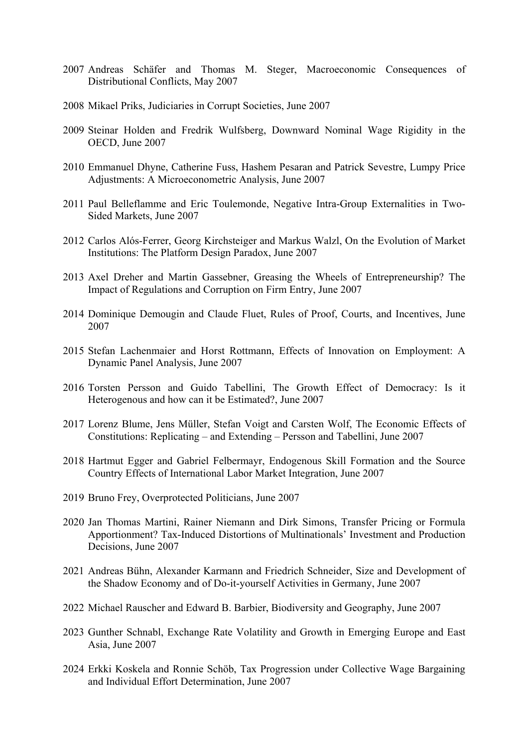2007 Andreas Schäfer and Thomas M. Steger, Macroeconomic Consequences of Distributional Conflicts, May 2007

2008 Mikael Priks, Judiciaries in Corrupt Societies, June 2007

2009 Steinar Holden and Fredrik Wulfsberg, Downward Nominal Wage Rigidity in the OECD, June 2007

2010 Emmanuel Dhyne, Catherine Fuss, Hashem Pesaran and Patrick Sevestre, Lumpy Price Adjustments: A Microeconometric Analysis, June 2007

2011 Paul Belleflamme and Eric Toulemonde, Negative Intra-Group Externalities in Two-Sided Markets, June 2007

2012 Carlos Alós-Ferrer, Georg Kirchsteiger and Markus Walzl, On the Evolution of Market Institutions: The Platform Design Paradox, June 2007

2013 Axel Dreher and Martin Gassebner, Greasing the Wheels of Entrepreneurship? The Impact of Regulations and Corruption on Firm Entry, June 2007

2014 Dominique Demougin and Claude Fluet, Rules of Proof, Courts, and Incentives, June 2007

2015 Stefan Lachenmaier and Horst Rottmann, Effects of Innovation on Employment: A Dynamic Panel Analysis, June 2007

2016 Torsten Persson and Guido Tabellini, The Growth Effect of Democracy: Is it Heterogenous and how can it be Estimated?, June 2007

2017 Lorenz Blume, Jens Müller, Stefan Voigt and Carsten Wolf, The Economic Effects of Constitutions: Replicating – and Extending – Persson and Tabellini, June 2007

2018 Hartmut Egger and Gabriel Felbermayr, Endogenous Skill Formation and the Source Country Effects of International Labor Market Integration, June 2007

2019 Bruno Frey, Overprotected Politicians, June 2007

2020 Jan Thomas Martini, Rainer Niemann and Dirk Simons, Transfer Pricing or Formula Apportionment? Tax-Induced Distortions of Multinationals' Investment and Production Decisions, June 2007

2021 Andreas Bühn, Alexander Karmann and Friedrich Schneider, Size and Development of the Shadow Economy and of Do-it-yourself Activities in Germany, June 2007

2022 Michael Rauscher and Edward B. Barbier, Biodiversity and Geography, June 2007

2023 Gunther Schnabl, Exchange Rate Volatility and Growth in Emerging Europe and East Asia, June 2007

2024 Erkki Koskela and Ronnie Schöb, Tax Progression under Collective Wage Bargaining and Individual Effort Determination, June 2007